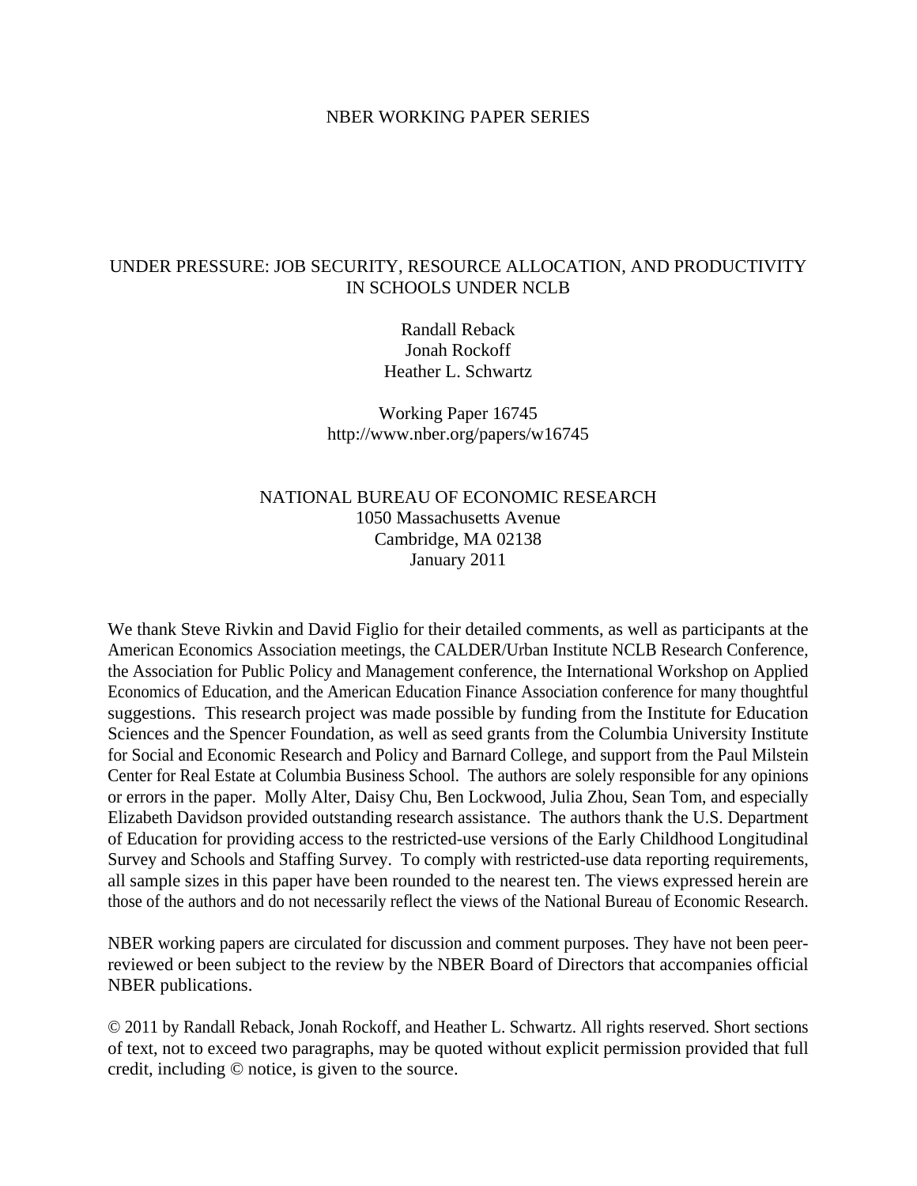NBER WORKING PAPER SERIES

# UNDER PRESSURE: JOB SECURITY, RESOURCE ALLOCATION, AND PRODUCTIVITY IN SCHOOLS UNDER NCLB

Randall Reback
Jonah Rockoff
Heather L. Schwartz

Working Paper 16745
http://www.nber.org/papers/w16745

NATIONAL BUREAU OF ECONOMIC RESEARCH
1050 Massachusetts Avenue
Cambridge, MA 02138
January 2011

We thank Steve Rivkin and David Figlio for their detailed comments, as well as participants at the American Economics Association meetings, the CALDER/Urban Institute NCLB Research Conference, the Association for Public Policy and Management conference, the International Workshop on Applied Economics of Education, and the American Education Finance Association conference for many thoughtful suggestions. This research project was made possible by funding from the Institute for Education Sciences and the Spencer Foundation, as well as seed grants from the Columbia University Institute for Social and Economic Research and Policy and Barnard College, and support from the Paul Milstein Center for Real Estate at Columbia Business School. The authors are solely responsible for any opinions or errors in the paper. Molly Alter, Daisy Chu, Ben Lockwood, Julia Zhou, Sean Tom, and especially Elizabeth Davidson provided outstanding research assistance. The authors thank the U.S. Department of Education for providing access to the restricted-use versions of the Early Childhood Longitudinal Survey and Schools and Staffing Survey. To comply with restricted-use data reporting requirements, all sample sizes in this paper have been rounded to the nearest ten. The views expressed herein are those of the authors and do not necessarily reflect the views of the National Bureau of Economic Research.

NBER working papers are circulated for discussion and comment purposes. They have not been peer-reviewed or been subject to the review by the NBER Board of Directors that accompanies official NBER publications.

© 2011 by Randall Reback, Jonah Rockoff, and Heather L. Schwartz. All rights reserved. Short sections of text, not to exceed two paragraphs, may be quoted without explicit permission provided that full credit, including © notice, is given to the source.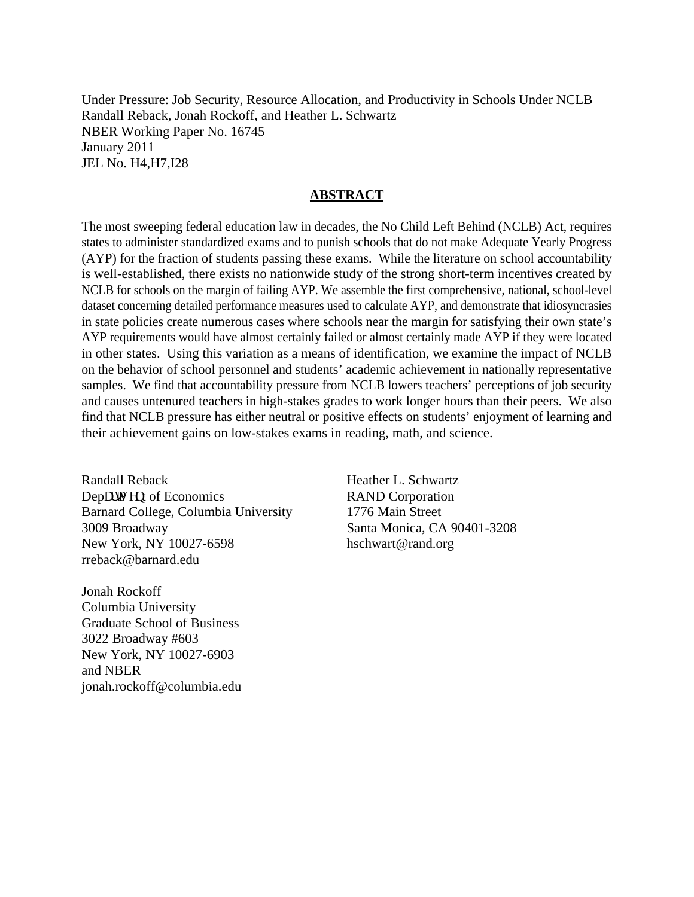Under Pressure: Job Security, Resource Allocation, and Productivity in Schools Under NCLB
Randall Reback, Jonah Rockoff, and Heather L. Schwartz
NBER Working Paper No. 16745
January 2011
JEL No. H4,H7,I28

## ABSTRACT

The most sweeping federal education law in decades, the No Child Left Behind (NCLB) Act, requires states to administer standardized exams and to punish schools that do not make Adequate Yearly Progress (AYP) for the fraction of students passing these exams. While the literature on school accountability is well-established, there exists no nationwide study of the strong short-term incentives created by NCLB for schools on the margin of failing AYP. We assemble the first comprehensive, national, school-level dataset concerning detailed performance measures used to calculate AYP, and demonstrate that idiosyncrasies in state policies create numerous cases where schools near the margin for satisfying their own state's AYP requirements would have almost certainly failed or almost certainly made AYP if they were located in other states. Using this variation as a means of identification, we examine the impact of NCLB on the behavior of school personnel and students' academic achievement in nationally representative samples. We find that accountability pressure from NCLB lowers teachers' perceptions of job security and causes untenured teachers in high-stakes grades to work longer hours than their peers. We also find that NCLB pressure has either neutral or positive effects on students' enjoyment of learning and their achievement gains on low-stakes exams in reading, math, and science.

Randall Reback
Department of Economics
Barnard College, Columbia University
3009 Broadway
New York, NY 10027-6598
rreback@barnard.edu

Jonah Rockoff
Columbia University
Graduate School of Business
3022 Broadway #603
New York, NY 10027-6903
and NBER
jonah.rockoff@columbia.edu

Heather L. Schwartz
RAND Corporation
1776 Main Street
Santa Monica, CA 90401-3208
hschwart@rand.org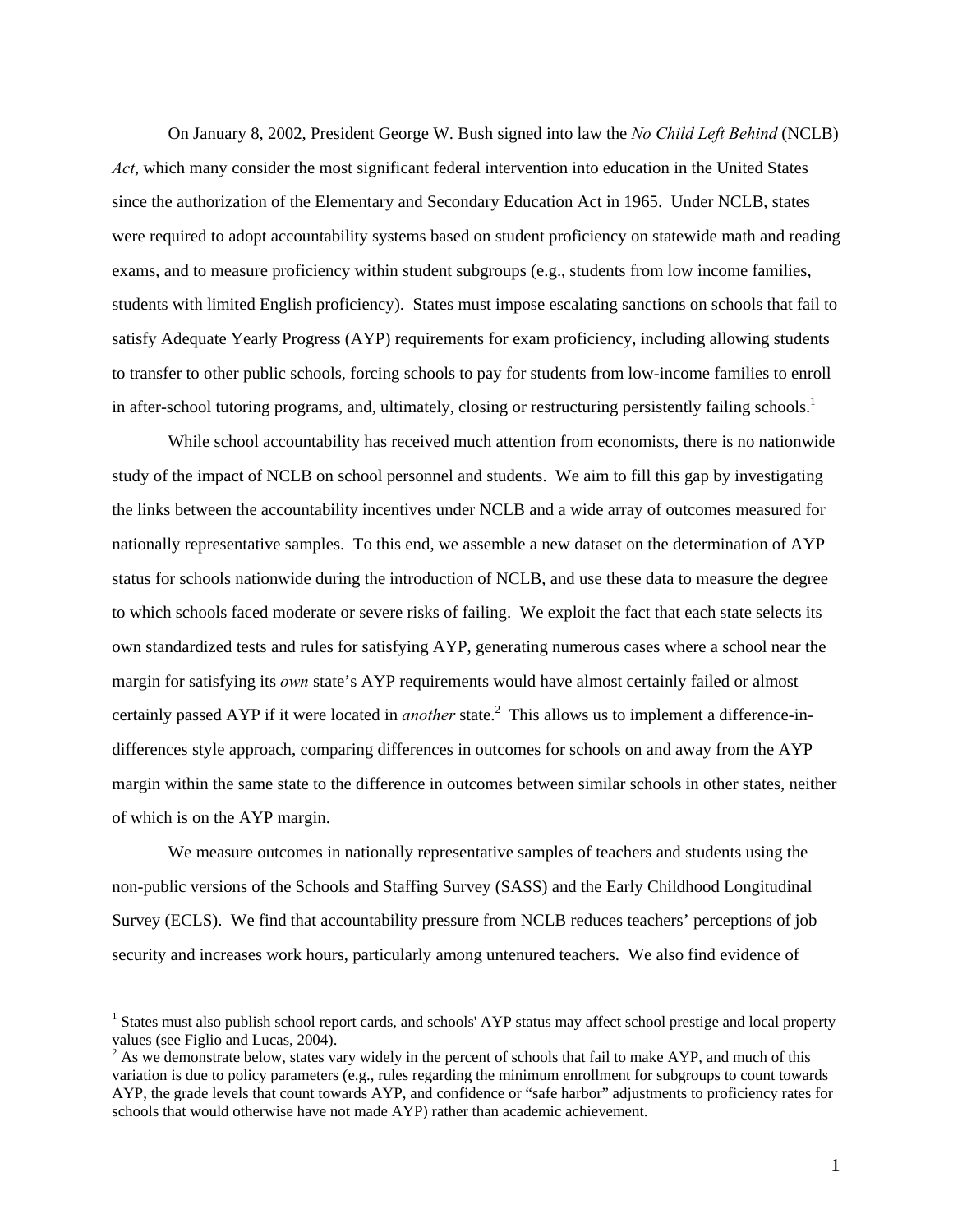On January 8, 2002, President George W. Bush signed into law the *No Child Left Behind* (NCLB) *Act*, which many consider the most significant federal intervention into education in the United States since the authorization of the Elementary and Secondary Education Act in 1965. Under NCLB, states were required to adopt accountability systems based on student proficiency on statewide math and reading exams, and to measure proficiency within student subgroups (e.g., students from low income families, students with limited English proficiency). States must impose escalating sanctions on schools that fail to satisfy Adequate Yearly Progress (AYP) requirements for exam proficiency, including allowing students to transfer to other public schools, forcing schools to pay for students from low-income families to enroll in after-school tutoring programs, and, ultimately, closing or restructuring persistently failing schools.[1]

While school accountability has received much attention from economists, there is no nationwide study of the impact of NCLB on school personnel and students. We aim to fill this gap by investigating the links between the accountability incentives under NCLB and a wide array of outcomes measured for nationally representative samples. To this end, we assemble a new dataset on the determination of AYP status for schools nationwide during the introduction of NCLB, and use these data to measure the degree to which schools faced moderate or severe risks of failing. We exploit the fact that each state selects its own standardized tests and rules for satisfying AYP, generating numerous cases where a school near the margin for satisfying its *own* state's AYP requirements would have almost certainly failed or almost certainly passed AYP if it were located in *another* state.[2] This allows us to implement a difference-in-differences style approach, comparing differences in outcomes for schools on and away from the AYP margin within the same state to the difference in outcomes between similar schools in other states, neither of which is on the AYP margin.

We measure outcomes in nationally representative samples of teachers and students using the non-public versions of the Schools and Staffing Survey (SASS) and the Early Childhood Longitudinal Survey (ECLS). We find that accountability pressure from NCLB reduces teachers' perceptions of job security and increases work hours, particularly among untenured teachers. We also find evidence of

[1] States must also publish school report cards, and schools' AYP status may affect school prestige and local property values (see Figlio and Lucas, 2004).

[2] As we demonstrate below, states vary widely in the percent of schools that fail to make AYP, and much of this variation is due to policy parameters (e.g., rules regarding the minimum enrollment for subgroups to count towards AYP, the grade levels that count towards AYP, and confidence or "safe harbor" adjustments to proficiency rates for schools that would otherwise have not made AYP) rather than academic achievement.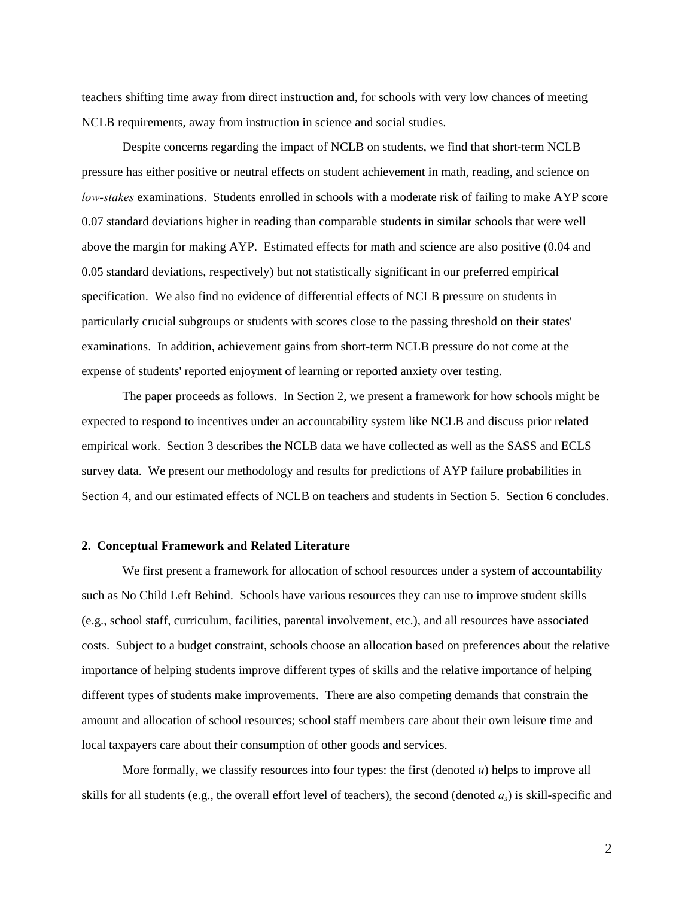teachers shifting time away from direct instruction and, for schools with very low chances of meeting NCLB requirements, away from instruction in science and social studies.

Despite concerns regarding the impact of NCLB on students, we find that short-term NCLB pressure has either positive or neutral effects on student achievement in math, reading, and science on *low-stakes* examinations. Students enrolled in schools with a moderate risk of failing to make AYP score 0.07 standard deviations higher in reading than comparable students in similar schools that were well above the margin for making AYP. Estimated effects for math and science are also positive (0.04 and 0.05 standard deviations, respectively) but not statistically significant in our preferred empirical specification. We also find no evidence of differential effects of NCLB pressure on students in particularly crucial subgroups or students with scores close to the passing threshold on their states' examinations. In addition, achievement gains from short-term NCLB pressure do not come at the expense of students' reported enjoyment of learning or reported anxiety over testing.

The paper proceeds as follows. In Section 2, we present a framework for how schools might be expected to respond to incentives under an accountability system like NCLB and discuss prior related empirical work. Section 3 describes the NCLB data we have collected as well as the SASS and ECLS survey data. We present our methodology and results for predictions of AYP failure probabilities in Section 4, and our estimated effects of NCLB on teachers and students in Section 5. Section 6 concludes.

## 2. Conceptual Framework and Related Literature

We first present a framework for allocation of school resources under a system of accountability such as No Child Left Behind. Schools have various resources they can use to improve student skills (e.g., school staff, curriculum, facilities, parental involvement, etc.), and all resources have associated costs. Subject to a budget constraint, schools choose an allocation based on preferences about the relative importance of helping students improve different types of skills and the relative importance of helping different types of students make improvements. There are also competing demands that constrain the amount and allocation of school resources; school staff members care about their own leisure time and local taxpayers care about their consumption of other goods and services.

More formally, we classify resources into four types: the first (denoted $u$) helps to improve all skills for all students (e.g., the overall effort level of teachers), the second (denoted $a_s$) is skill-specific and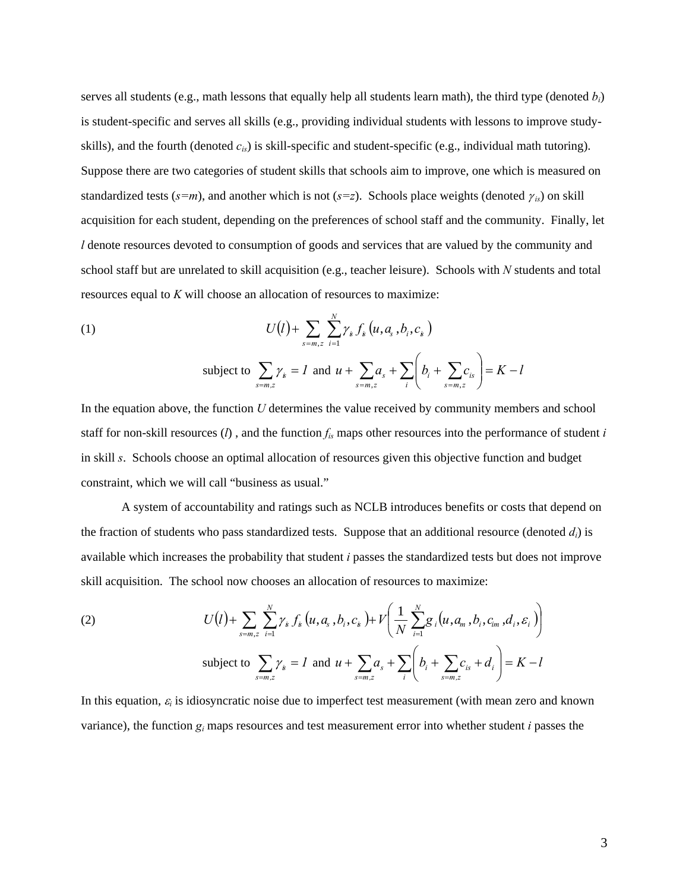serves all students (e.g., math lessons that equally help all students learn math), the third type (denoted $b_i$) is student-specific and serves all skills (e.g., providing individual students with lessons to improve study-skills), and the fourth (denoted $c_{is}$) is skill-specific and student-specific (e.g., individual math tutoring). Suppose there are two categories of student skills that schools aim to improve, one which is measured on standardized tests ($s=m$), and another which is not ($s=z$). Schools place weights (denoted $\gamma_{is}$) on skill acquisition for each student, depending on the preferences of school staff and the community. Finally, let $l$ denote resources devoted to consumption of goods and services that are valued by the community and school staff but are unrelated to skill acquisition (e.g., teacher leisure). Schools with $N$ students and total resources equal to $K$ will choose an allocation of resources to maximize:

$$\text{(1)} \qquad U(l) + \sum_{s=m,z} \sum_{i=1}^{N} \gamma_{is} f_{is}\left(u, a_s, b_i, c_{is}\right)$$

$$\text{subject to } \sum_{s=m,z} \gamma_{is} = 1 \text{ and } u + \sum_{s=m,z} a_s + \sum_i \left( b_i + \sum_{s=m,z} c_{is} \right) = K - l$$

In the equation above, the function $U$ determines the value received by community members and school staff for non-skill resources ($l$) , and the function $f_{is}$ maps other resources into the performance of student $i$ in skill $s$. Schools choose an optimal allocation of resources given this objective function and budget constraint, which we will call "business as usual."

A system of accountability and ratings such as NCLB introduces benefits or costs that depend on the fraction of students who pass standardized tests. Suppose that an additional resource (denoted $d_i$) is available which increases the probability that student $i$ passes the standardized tests but does not improve skill acquisition. The school now chooses an allocation of resources to maximize:

$$\text{(2)} \qquad U(l) + \sum_{s=m,z} \sum_{i=1}^{N} \gamma_{is} f_{is}\left(u, a_s, b_i, c_{is}\right) + V\left( \frac{1}{N} \sum_{i=1}^{N} g_i\left(u, a_m, b_i, c_{im}, d_i, \varepsilon_i\right) \right)$$

$$\text{subject to } \sum_{s=m,z} \gamma_{is} = 1 \text{ and } u + \sum_{s=m,z} a_s + \sum_i \left( b_i + \sum_{s=m,z} c_{is} + d_i \right) = K - l$$

In this equation, $\varepsilon_i$ is idiosyncratic noise due to imperfect test measurement (with mean zero and known variance), the function $g_i$ maps resources and test measurement error into whether student $i$ passes the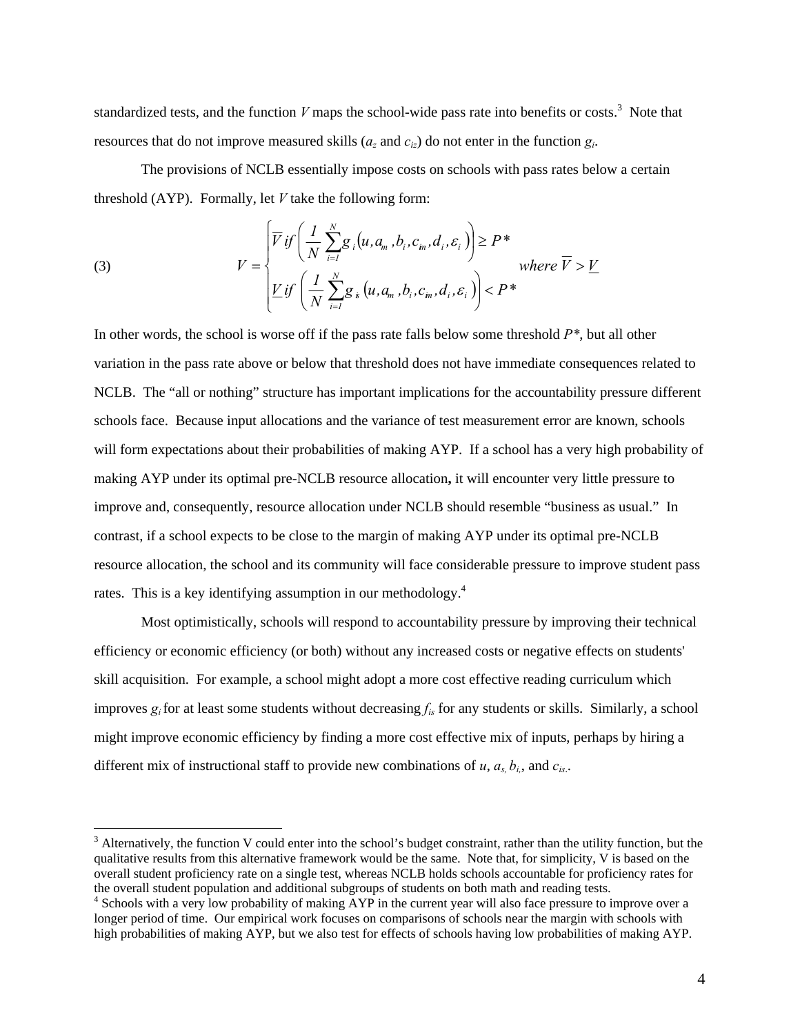standardized tests, and the function $V$ maps the school-wide pass rate into benefits or costs.[3] Note that resources that do not improve measured skills ($a_z$ and $c_{iz}$) do not enter in the function $g_i$.

The provisions of NCLB essentially impose costs on schools with pass rates below a certain threshold (AYP). Formally, let $V$ take the following form:

$$V = \begin{cases} \overline{V} \; if \left( \dfrac{1}{N} \displaystyle\sum_{i=1}^{N} g_i \left( u, a_m, b_i, c_{im}, d_i, \varepsilon_i \right) \right) \geq P^* \\ \underline{V} \; if \left( \dfrac{1}{N} \displaystyle\sum_{i=1}^{N} g_{is} \left( u, a_m, b_i, c_{im}, d_i, \varepsilon_i \right) \right) < P^* \end{cases} \quad where \; \overline{V} > \underline{V} \tag{3}$$

In other words, the school is worse off if the pass rate falls below some threshold $P^*$, but all other variation in the pass rate above or below that threshold does not have immediate consequences related to NCLB. The "all or nothing" structure has important implications for the accountability pressure different schools face. Because input allocations and the variance of test measurement error are known, schools will form expectations about their probabilities of making AYP. If a school has a very high probability of making AYP under its optimal pre-NCLB resource allocation**,** it will encounter very little pressure to improve and, consequently, resource allocation under NCLB should resemble "business as usual." In contrast, if a school expects to be close to the margin of making AYP under its optimal pre-NCLB resource allocation, the school and its community will face considerable pressure to improve student pass rates. This is a key identifying assumption in our methodology.[4]

Most optimistically, schools will respond to accountability pressure by improving their technical efficiency or economic efficiency (or both) without any increased costs or negative effects on students' skill acquisition. For example, a school might adopt a more cost effective reading curriculum which improves $g_i$ for at least some students without decreasing $f_{is}$ for any students or skills. Similarly, a school might improve economic efficiency by finding a more cost effective mix of inputs, perhaps by hiring a different mix of instructional staff to provide new combinations of $u$, $a_s$, $b_i$, and $c_{is}$.

---

[3] Alternatively, the function V could enter into the school's budget constraint, rather than the utility function, but the qualitative results from this alternative framework would be the same. Note that, for simplicity, V is based on the overall student proficiency rate on a single test, whereas NCLB holds schools accountable for proficiency rates for the overall student population and additional subgroups of students on both math and reading tests.

[4] Schools with a very low probability of making AYP in the current year will also face pressure to improve over a longer period of time. Our empirical work focuses on comparisons of schools near the margin with schools with high probabilities of making AYP, but we also test for effects of schools having low probabilities of making AYP.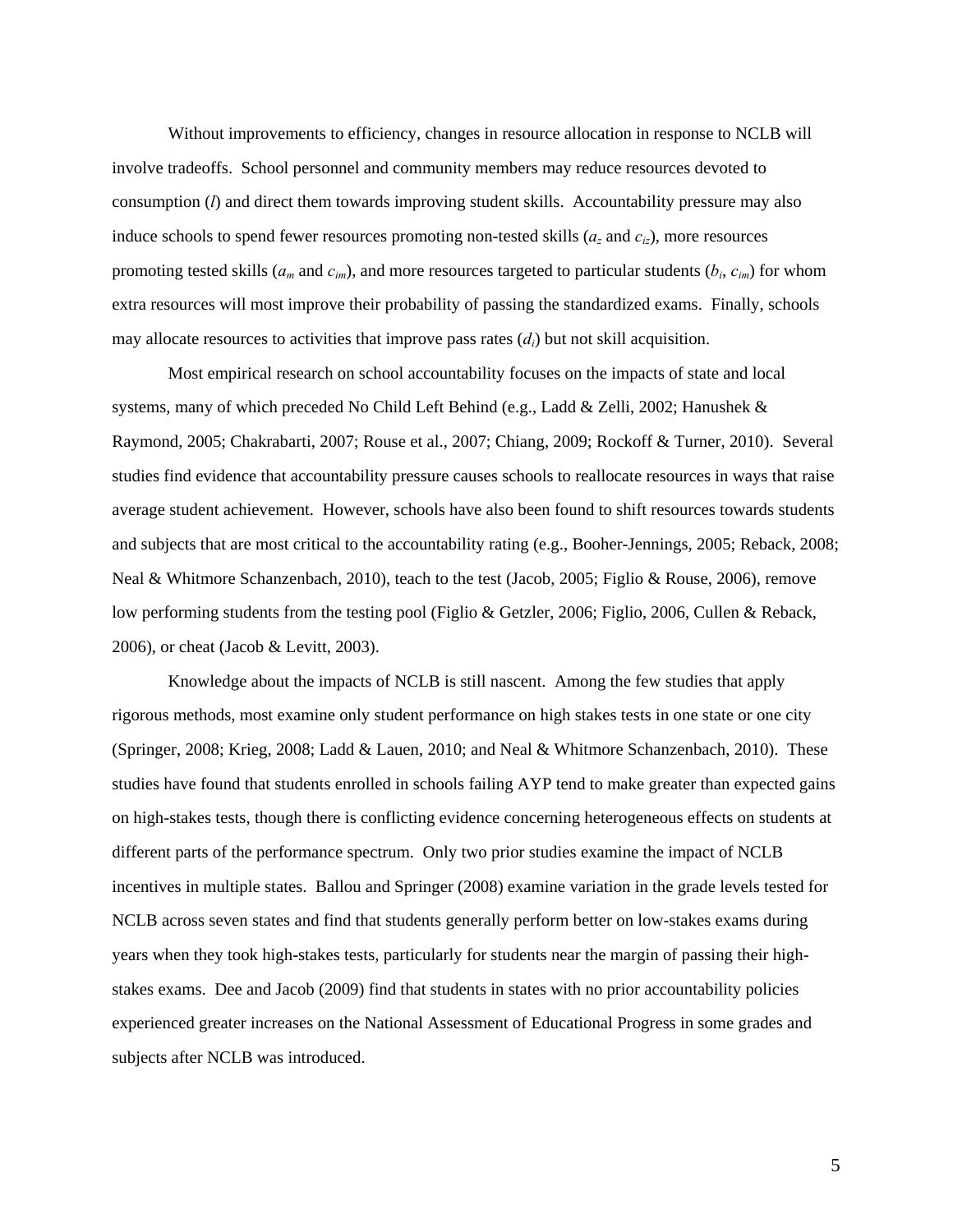Without improvements to efficiency, changes in resource allocation in response to NCLB will involve tradeoffs. School personnel and community members may reduce resources devoted to consumption ($l$) and direct them towards improving student skills. Accountability pressure may also induce schools to spend fewer resources promoting non-tested skills ($a_z$ and $c_{iz}$), more resources promoting tested skills ($a_m$ and $c_{im}$), and more resources targeted to particular students ($b_i$, $c_{im}$) for whom extra resources will most improve their probability of passing the standardized exams. Finally, schools may allocate resources to activities that improve pass rates ($d_i$) but not skill acquisition.

Most empirical research on school accountability focuses on the impacts of state and local systems, many of which preceded No Child Left Behind (e.g., Ladd & Zelli, 2002; Hanushek & Raymond, 2005; Chakrabarti, 2007; Rouse et al., 2007; Chiang, 2009; Rockoff & Turner, 2010). Several studies find evidence that accountability pressure causes schools to reallocate resources in ways that raise average student achievement. However, schools have also been found to shift resources towards students and subjects that are most critical to the accountability rating (e.g., Booher-Jennings, 2005; Reback, 2008; Neal & Whitmore Schanzenbach, 2010), teach to the test (Jacob, 2005; Figlio & Rouse, 2006), remove low performing students from the testing pool (Figlio & Getzler, 2006; Figlio, 2006, Cullen & Reback, 2006), or cheat (Jacob & Levitt, 2003).

Knowledge about the impacts of NCLB is still nascent. Among the few studies that apply rigorous methods, most examine only student performance on high stakes tests in one state or one city (Springer, 2008; Krieg, 2008; Ladd & Lauen, 2010; and Neal & Whitmore Schanzenbach, 2010). These studies have found that students enrolled in schools failing AYP tend to make greater than expected gains on high-stakes tests, though there is conflicting evidence concerning heterogeneous effects on students at different parts of the performance spectrum. Only two prior studies examine the impact of NCLB incentives in multiple states. Ballou and Springer (2008) examine variation in the grade levels tested for NCLB across seven states and find that students generally perform better on low-stakes exams during years when they took high-stakes tests, particularly for students near the margin of passing their high-stakes exams. Dee and Jacob (2009) find that students in states with no prior accountability policies experienced greater increases on the National Assessment of Educational Progress in some grades and subjects after NCLB was introduced.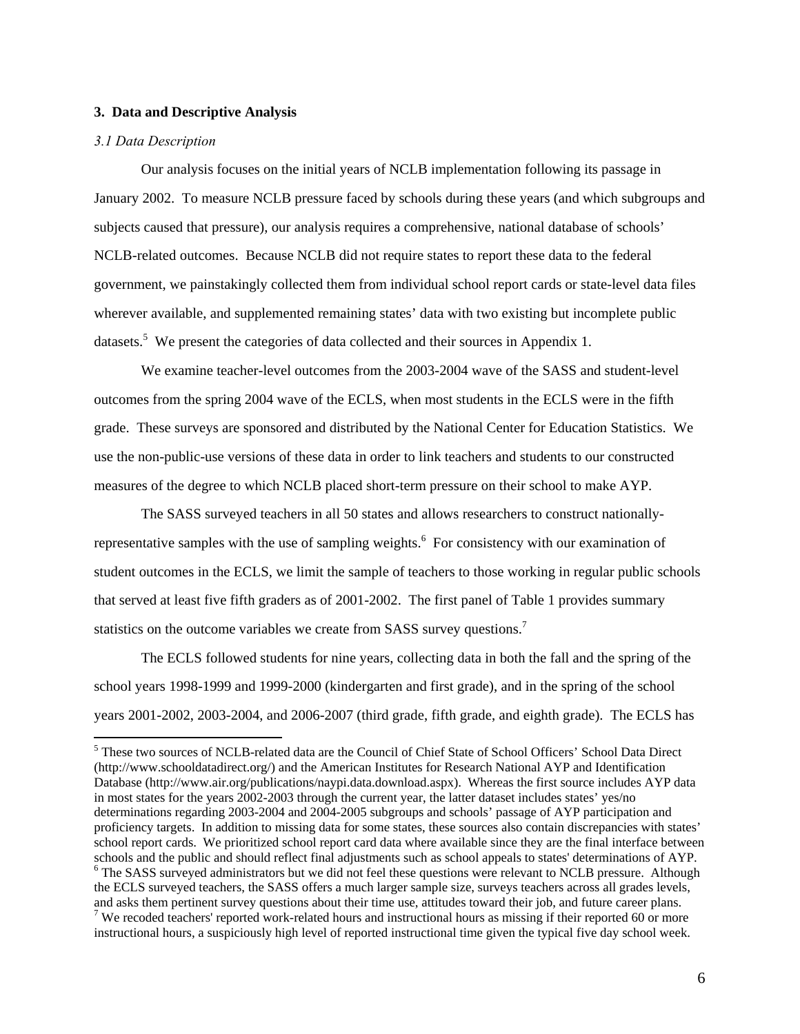## 3. Data and Descriptive Analysis

### *3.1 Data Description*

Our analysis focuses on the initial years of NCLB implementation following its passage in January 2002. To measure NCLB pressure faced by schools during these years (and which subgroups and subjects caused that pressure), our analysis requires a comprehensive, national database of schools' NCLB-related outcomes. Because NCLB did not require states to report these data to the federal government, we painstakingly collected them from individual school report cards or state-level data files wherever available, and supplemented remaining states' data with two existing but incomplete public datasets.[5] We present the categories of data collected and their sources in Appendix 1.

We examine teacher-level outcomes from the 2003-2004 wave of the SASS and student-level outcomes from the spring 2004 wave of the ECLS, when most students in the ECLS were in the fifth grade. These surveys are sponsored and distributed by the National Center for Education Statistics. We use the non-public-use versions of these data in order to link teachers and students to our constructed measures of the degree to which NCLB placed short-term pressure on their school to make AYP.

The SASS surveyed teachers in all 50 states and allows researchers to construct nationally-representative samples with the use of sampling weights.[6] For consistency with our examination of student outcomes in the ECLS, we limit the sample of teachers to those working in regular public schools that served at least five fifth graders as of 2001-2002. The first panel of Table 1 provides summary statistics on the outcome variables we create from SASS survey questions.[7]

The ECLS followed students for nine years, collecting data in both the fall and the spring of the school years 1998-1999 and 1999-2000 (kindergarten and first grade), and in the spring of the school years 2001-2002, 2003-2004, and 2006-2007 (third grade, fifth grade, and eighth grade). The ECLS has

---

[5] These two sources of NCLB-related data are the Council of Chief State of School Officers' School Data Direct (http://www.schooldatadirect.org/) and the American Institutes for Research National AYP and Identification Database (http://www.air.org/publications/naypi.data.download.aspx). Whereas the first source includes AYP data in most states for the years 2002-2003 through the current year, the latter dataset includes states' yes/no determinations regarding 2003-2004 and 2004-2005 subgroups and schools' passage of AYP participation and proficiency targets. In addition to missing data for some states, these sources also contain discrepancies with states' school report cards. We prioritized school report card data where available since they are the final interface between schools and the public and should reflect final adjustments such as school appeals to states' determinations of AYP.

[6] The SASS surveyed administrators but we did not feel these questions were relevant to NCLB pressure. Although the ECLS surveyed teachers, the SASS offers a much larger sample size, surveys teachers across all grades levels, and asks them pertinent survey questions about their time use, attitudes toward their job, and future career plans.

[7] We recoded teachers' reported work-related hours and instructional hours as missing if their reported 60 or more instructional hours, a suspiciously high level of reported instructional time given the typical five day school week.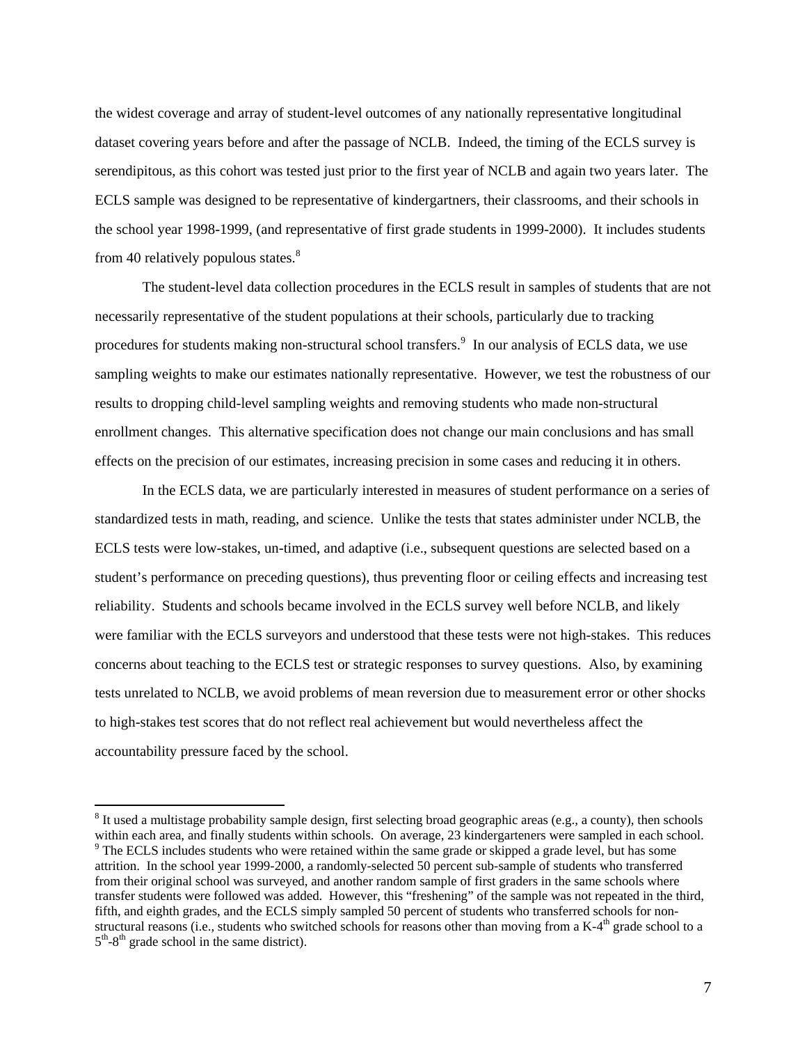the widest coverage and array of student-level outcomes of any nationally representative longitudinal dataset covering years before and after the passage of NCLB. Indeed, the timing of the ECLS survey is serendipitous, as this cohort was tested just prior to the first year of NCLB and again two years later. The ECLS sample was designed to be representative of kindergartners, their classrooms, and their schools in the school year 1998-1999, (and representative of first grade students in 1999-2000). It includes students from 40 relatively populous states.[8]

The student-level data collection procedures in the ECLS result in samples of students that are not necessarily representative of the student populations at their schools, particularly due to tracking procedures for students making non-structural school transfers.[9] In our analysis of ECLS data, we use sampling weights to make our estimates nationally representative. However, we test the robustness of our results to dropping child-level sampling weights and removing students who made non-structural enrollment changes. This alternative specification does not change our main conclusions and has small effects on the precision of our estimates, increasing precision in some cases and reducing it in others.

In the ECLS data, we are particularly interested in measures of student performance on a series of standardized tests in math, reading, and science. Unlike the tests that states administer under NCLB, the ECLS tests were low-stakes, un-timed, and adaptive (i.e., subsequent questions are selected based on a student's performance on preceding questions), thus preventing floor or ceiling effects and increasing test reliability. Students and schools became involved in the ECLS survey well before NCLB, and likely were familiar with the ECLS surveyors and understood that these tests were not high-stakes. This reduces concerns about teaching to the ECLS test or strategic responses to survey questions. Also, by examining tests unrelated to NCLB, we avoid problems of mean reversion due to measurement error or other shocks to high-stakes test scores that do not reflect real achievement but would nevertheless affect the accountability pressure faced by the school.

---

[8] It used a multistage probability sample design, first selecting broad geographic areas (e.g., a county), then schools within each area, and finally students within schools. On average, 23 kindergarteners were sampled in each school.

[9] The ECLS includes students who were retained within the same grade or skipped a grade level, but has some attrition. In the school year 1999-2000, a randomly-selected 50 percent sub-sample of students who transferred from their original school was surveyed, and another random sample of first graders in the same schools where transfer students were followed was added. However, this "freshening" of the sample was not repeated in the third, fifth, and eighth grades, and the ECLS simply sampled 50 percent of students who transferred schools for non-structural reasons (i.e., students who switched schools for reasons other than moving from a K-4th grade school to a 5th-8th grade school in the same district).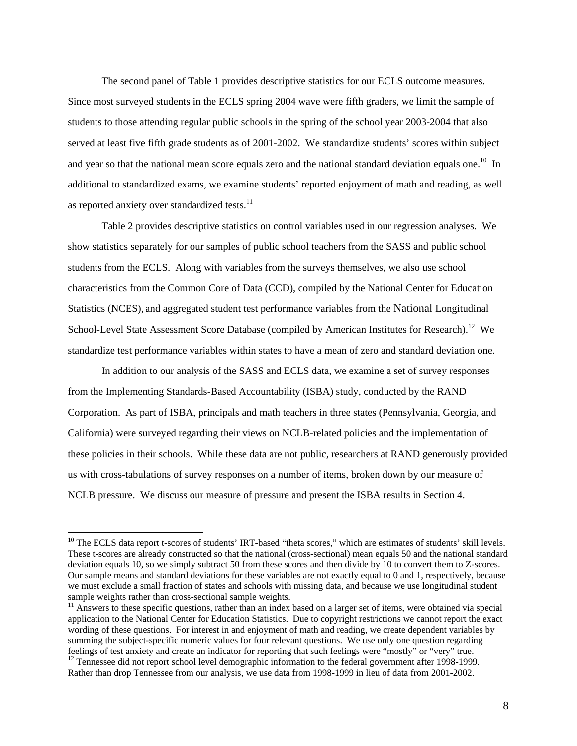The second panel of Table 1 provides descriptive statistics for our ECLS outcome measures. Since most surveyed students in the ECLS spring 2004 wave were fifth graders, we limit the sample of students to those attending regular public schools in the spring of the school year 2003-2004 that also served at least five fifth grade students as of 2001-2002. We standardize students' scores within subject and year so that the national mean score equals zero and the national standard deviation equals one.[10] In additional to standardized exams, we examine students' reported enjoyment of math and reading, as well as reported anxiety over standardized tests.[11]

Table 2 provides descriptive statistics on control variables used in our regression analyses. We show statistics separately for our samples of public school teachers from the SASS and public school students from the ECLS. Along with variables from the surveys themselves, we also use school characteristics from the Common Core of Data (CCD), compiled by the National Center for Education Statistics (NCES), and aggregated student test performance variables from the National Longitudinal School-Level State Assessment Score Database (compiled by American Institutes for Research).[12] We standardize test performance variables within states to have a mean of zero and standard deviation one.

In addition to our analysis of the SASS and ECLS data, we examine a set of survey responses from the Implementing Standards-Based Accountability (ISBA) study, conducted by the RAND Corporation. As part of ISBA, principals and math teachers in three states (Pennsylvania, Georgia, and California) were surveyed regarding their views on NCLB-related policies and the implementation of these policies in their schools. While these data are not public, researchers at RAND generously provided us with cross-tabulations of survey responses on a number of items, broken down by our measure of NCLB pressure. We discuss our measure of pressure and present the ISBA results in Section 4.

---

[10] The ECLS data report t-scores of students' IRT-based "theta scores," which are estimates of students' skill levels. These t-scores are already constructed so that the national (cross-sectional) mean equals 50 and the national standard deviation equals 10, so we simply subtract 50 from these scores and then divide by 10 to convert them to Z-scores. Our sample means and standard deviations for these variables are not exactly equal to 0 and 1, respectively, because we must exclude a small fraction of states and schools with missing data, and because we use longitudinal student sample weights rather than cross-sectional sample weights.

[11] Answers to these specific questions, rather than an index based on a larger set of items, were obtained via special application to the National Center for Education Statistics. Due to copyright restrictions we cannot report the exact wording of these questions. For interest in and enjoyment of math and reading, we create dependent variables by summing the subject-specific numeric values for four relevant questions. We use only one question regarding feelings of test anxiety and create an indicator for reporting that such feelings were "mostly" or "very" true.

[12] Tennessee did not report school level demographic information to the federal government after 1998-1999. Rather than drop Tennessee from our analysis, we use data from 1998-1999 in lieu of data from 2001-2002.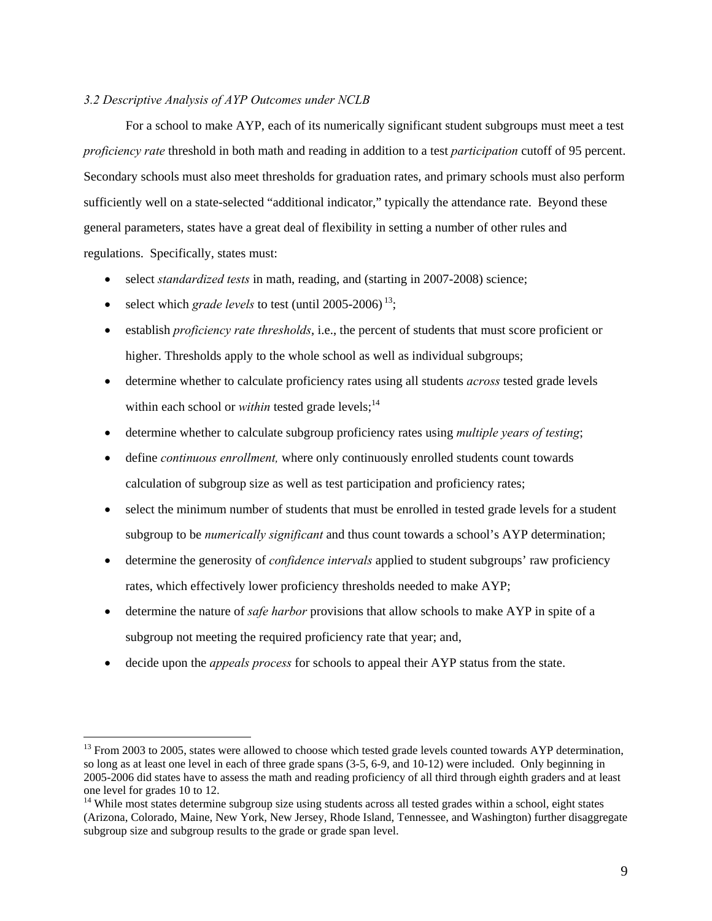### *3.2 Descriptive Analysis of AYP Outcomes under NCLB*

For a school to make AYP, each of its numerically significant student subgroups must meet a test *proficiency rate* threshold in both math and reading in addition to a test *participation* cutoff of 95 percent. Secondary schools must also meet thresholds for graduation rates, and primary schools must also perform sufficiently well on a state-selected "additional indicator," typically the attendance rate. Beyond these general parameters, states have a great deal of flexibility in setting a number of other rules and regulations. Specifically, states must:

- select *standardized tests* in math, reading, and (starting in 2007-2008) science;
- select which *grade levels* to test (until 2005-2006) [13];
- establish *proficiency rate thresholds*, i.e., the percent of students that must score proficient or higher. Thresholds apply to the whole school as well as individual subgroups;
- determine whether to calculate proficiency rates using all students *across* tested grade levels within each school or *within* tested grade levels;[14]
- determine whether to calculate subgroup proficiency rates using *multiple years of testing*;
- define *continuous enrollment,* where only continuously enrolled students count towards calculation of subgroup size as well as test participation and proficiency rates;
- select the minimum number of students that must be enrolled in tested grade levels for a student subgroup to be *numerically significant* and thus count towards a school's AYP determination;
- determine the generosity of *confidence intervals* applied to student subgroups' raw proficiency rates, which effectively lower proficiency thresholds needed to make AYP;
- determine the nature of *safe harbor* provisions that allow schools to make AYP in spite of a subgroup not meeting the required proficiency rate that year; and,
- decide upon the *appeals process* for schools to appeal their AYP status from the state.

---

[13] From 2003 to 2005, states were allowed to choose which tested grade levels counted towards AYP determination, so long as at least one level in each of three grade spans (3-5, 6-9, and 10-12) were included. Only beginning in 2005-2006 did states have to assess the math and reading proficiency of all third through eighth graders and at least one level for grades 10 to 12.

[14] While most states determine subgroup size using students across all tested grades within a school, eight states (Arizona, Colorado, Maine, New York, New Jersey, Rhode Island, Tennessee, and Washington) further disaggregate subgroup size and subgroup results to the grade or grade span level.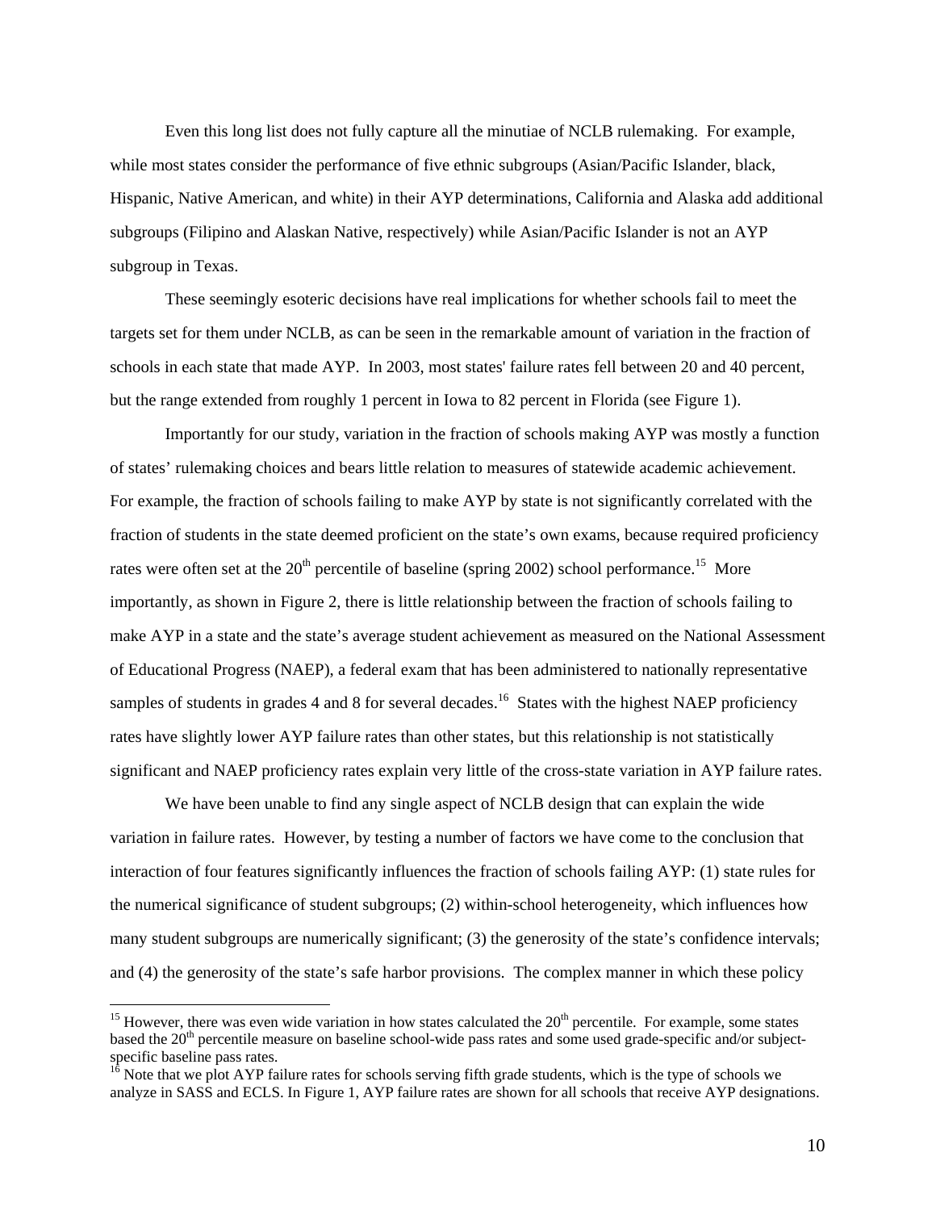Even this long list does not fully capture all the minutiae of NCLB rulemaking. For example, while most states consider the performance of five ethnic subgroups (Asian/Pacific Islander, black, Hispanic, Native American, and white) in their AYP determinations, California and Alaska add additional subgroups (Filipino and Alaskan Native, respectively) while Asian/Pacific Islander is not an AYP subgroup in Texas.

These seemingly esoteric decisions have real implications for whether schools fail to meet the targets set for them under NCLB, as can be seen in the remarkable amount of variation in the fraction of schools in each state that made AYP. In 2003, most states' failure rates fell between 20 and 40 percent, but the range extended from roughly 1 percent in Iowa to 82 percent in Florida (see Figure 1).

Importantly for our study, variation in the fraction of schools making AYP was mostly a function of states' rulemaking choices and bears little relation to measures of statewide academic achievement. For example, the fraction of schools failing to make AYP by state is not significantly correlated with the fraction of students in the state deemed proficient on the state's own exams, because required proficiency rates were often set at the 20th percentile of baseline (spring 2002) school performance.[15] More importantly, as shown in Figure 2, there is little relationship between the fraction of schools failing to make AYP in a state and the state's average student achievement as measured on the National Assessment of Educational Progress (NAEP), a federal exam that has been administered to nationally representative samples of students in grades 4 and 8 for several decades.[16] States with the highest NAEP proficiency rates have slightly lower AYP failure rates than other states, but this relationship is not statistically significant and NAEP proficiency rates explain very little of the cross-state variation in AYP failure rates.

We have been unable to find any single aspect of NCLB design that can explain the wide variation in failure rates. However, by testing a number of factors we have come to the conclusion that interaction of four features significantly influences the fraction of schools failing AYP: (1) state rules for the numerical significance of student subgroups; (2) within-school heterogeneity, which influences how many student subgroups are numerically significant; (3) the generosity of the state's confidence intervals; and (4) the generosity of the state's safe harbor provisions. The complex manner in which these policy

---

[15] However, there was even wide variation in how states calculated the 20th percentile. For example, some states based the 20th percentile measure on baseline school-wide pass rates and some used grade-specific and/or subject-specific baseline pass rates.

[16] Note that we plot AYP failure rates for schools serving fifth grade students, which is the type of schools we analyze in SASS and ECLS. In Figure 1, AYP failure rates are shown for all schools that receive AYP designations.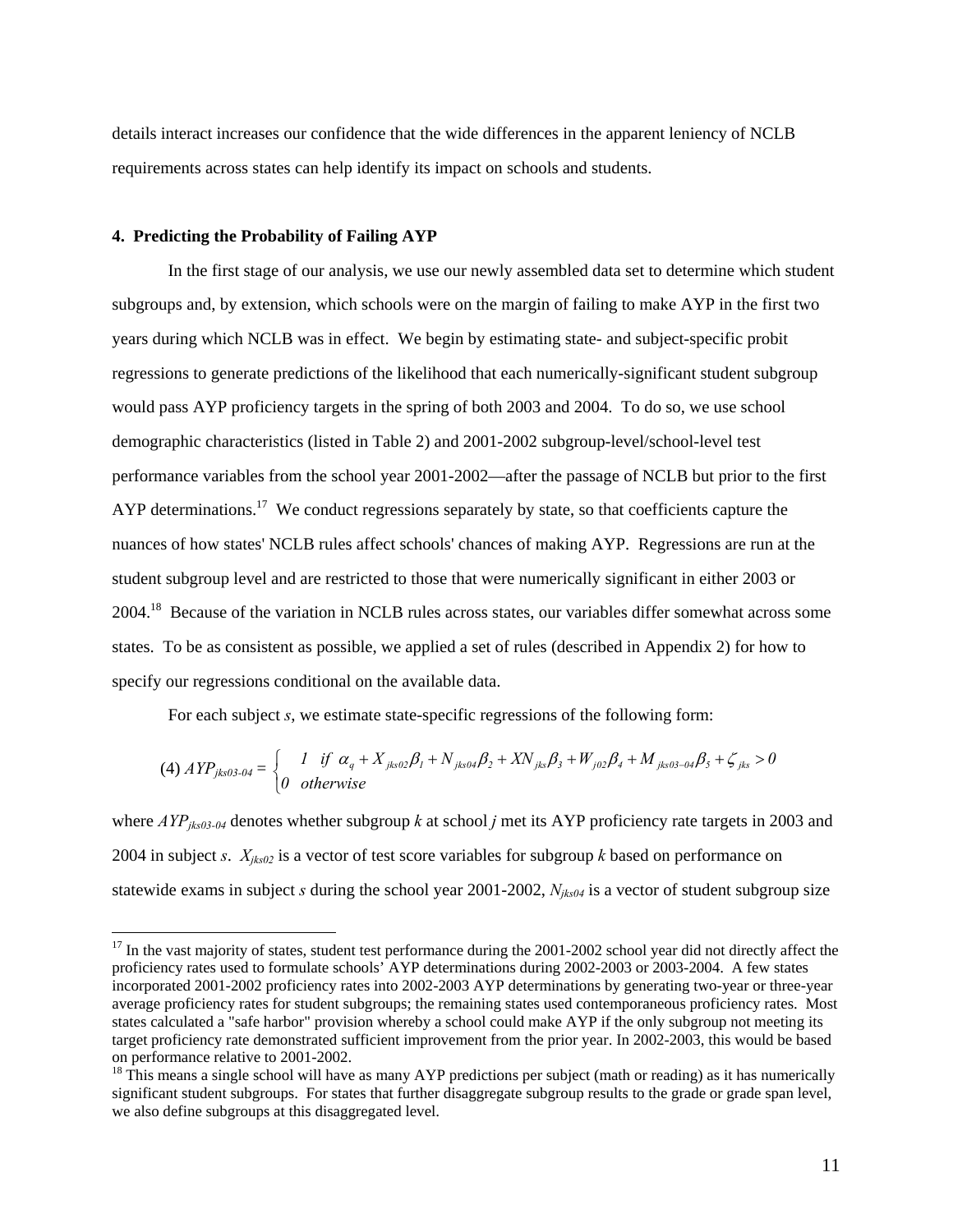details interact increases our confidence that the wide differences in the apparent leniency of NCLB requirements across states can help identify its impact on schools and students.

## 4. Predicting the Probability of Failing AYP

In the first stage of our analysis, we use our newly assembled data set to determine which student subgroups and, by extension, which schools were on the margin of failing to make AYP in the first two years during which NCLB was in effect. We begin by estimating state- and subject-specific probit regressions to generate predictions of the likelihood that each numerically-significant student subgroup would pass AYP proficiency targets in the spring of both 2003 and 2004. To do so, we use school demographic characteristics (listed in Table 2) and 2001-2002 subgroup-level/school-level test performance variables from the school year 2001-2002—after the passage of NCLB but prior to the first AYP determinations.[17] We conduct regressions separately by state, so that coefficients capture the nuances of how states' NCLB rules affect schools' chances of making AYP. Regressions are run at the student subgroup level and are restricted to those that were numerically significant in either 2003 or 2004.[18] Because of the variation in NCLB rules across states, our variables differ somewhat across some states. To be as consistent as possible, we applied a set of rules (described in Appendix 2) for how to specify our regressions conditional on the available data.

For each subject $s$, we estimate state-specific regressions of the following form:

$$(4)\ AYP_{jks03\text{-}04} = \begin{cases} 1 \ \ if \ \ \alpha_q + X_{jks02}\beta_1 + N_{jks04}\beta_2 + XN_{jks}\beta_3 + W_{j02}\beta_4 + M_{jks03-04}\beta_5 + \zeta_{jks} > 0 \\ 0 \ \ otherwise \end{cases}$$

where $AYP_{jks03\text{-}04}$ denotes whether subgroup $k$ at school $j$ met its AYP proficiency rate targets in 2003 and 2004 in subject $s$. $X_{jks02}$ is a vector of test score variables for subgroup $k$ based on performance on statewide exams in subject $s$ during the school year 2001-2002, $N_{jks04}$ is a vector of student subgroup size

[17] In the vast majority of states, student test performance during the 2001-2002 school year did not directly affect the proficiency rates used to formulate schools' AYP determinations during 2002-2003 or 2003-2004. A few states incorporated 2001-2002 proficiency rates into 2002-2003 AYP determinations by generating two-year or three-year average proficiency rates for student subgroups; the remaining states used contemporaneous proficiency rates. Most states calculated a "safe harbor" provision whereby a school could make AYP if the only subgroup not meeting its target proficiency rate demonstrated sufficient improvement from the prior year. In 2002-2003, this would be based on performance relative to 2001-2002.

[18] This means a single school will have as many AYP predictions per subject (math or reading) as it has numerically significant student subgroups. For states that further disaggregate subgroup results to the grade or grade span level, we also define subgroups at this disaggregated level.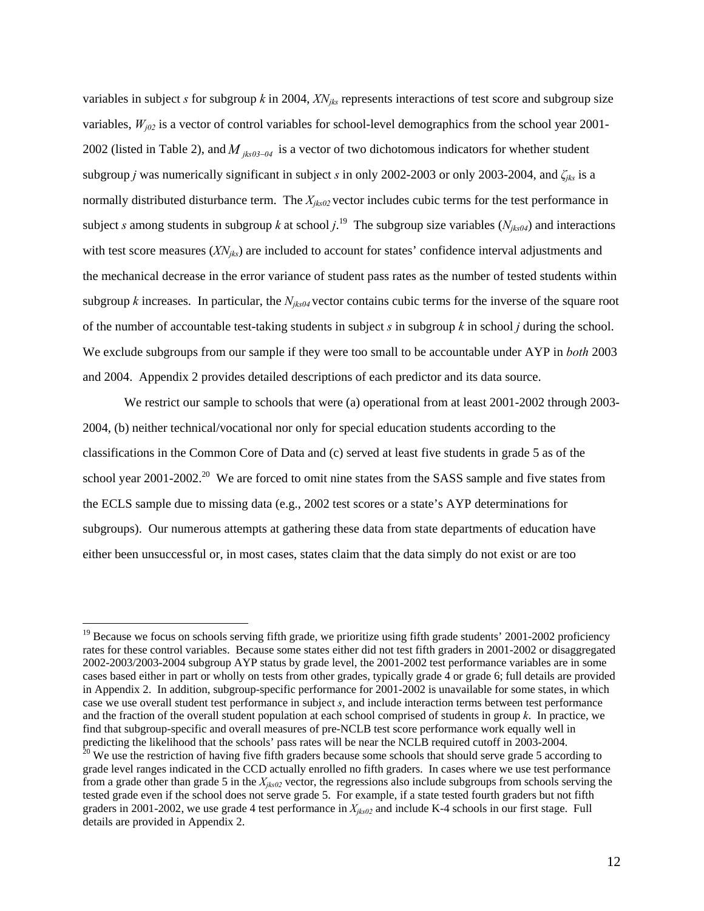variables in subject *s* for subgroup *k* in 2004, $XN_{jks}$ represents interactions of test score and subgroup size variables, $W_{j02}$ is a vector of control variables for school-level demographics from the school year 2001-2002 (listed in Table 2), and $M_{jks03-04}$ is a vector of two dichotomous indicators for whether student subgroup *j* was numerically significant in subject *s* in only 2002-2003 or only 2003-2004, and $\zeta_{jks}$ is a normally distributed disturbance term. The $X_{jks02}$ vector includes cubic terms for the test performance in subject *s* among students in subgroup *k* at school *j*.[19] The subgroup size variables ($N_{jks04}$) and interactions with test score measures ($XN_{jks}$) are included to account for states' confidence interval adjustments and the mechanical decrease in the error variance of student pass rates as the number of tested students within subgroup *k* increases. In particular, the $N_{jks04}$ vector contains cubic terms for the inverse of the square root of the number of accountable test-taking students in subject *s* in subgroup *k* in school *j* during the school. We exclude subgroups from our sample if they were too small to be accountable under AYP in *both* 2003 and 2004. Appendix 2 provides detailed descriptions of each predictor and its data source.

We restrict our sample to schools that were (a) operational from at least 2001-2002 through 2003-2004, (b) neither technical/vocational nor only for special education students according to the classifications in the Common Core of Data and (c) served at least five students in grade 5 as of the school year 2001-2002.[20] We are forced to omit nine states from the SASS sample and five states from the ECLS sample due to missing data (e.g., 2002 test scores or a state's AYP determinations for subgroups). Our numerous attempts at gathering these data from state departments of education have either been unsuccessful or, in most cases, states claim that the data simply do not exist or are too

---

[19] Because we focus on schools serving fifth grade, we prioritize using fifth grade students' 2001-2002 proficiency rates for these control variables. Because some states either did not test fifth graders in 2001-2002 or disaggregated 2002-2003/2003-2004 subgroup AYP status by grade level, the 2001-2002 test performance variables are in some cases based either in part or wholly on tests from other grades, typically grade 4 or grade 6; full details are provided in Appendix 2. In addition, subgroup-specific performance for 2001-2002 is unavailable for some states, in which case we use overall student test performance in subject *s*, and include interaction terms between test performance and the fraction of the overall student population at each school comprised of students in group *k*. In practice, we find that subgroup-specific and overall measures of pre-NCLB test score performance work equally well in predicting the likelihood that the schools' pass rates will be near the NCLB required cutoff in 2003-2004.

[20] We use the restriction of having five fifth graders because some schools that should serve grade 5 according to grade level ranges indicated in the CCD actually enrolled no fifth graders. In cases where we use test performance from a grade other than grade 5 in the $X_{jks02}$ vector, the regressions also include subgroups from schools serving the tested grade even if the school does not serve grade 5. For example, if a state tested fourth graders but not fifth graders in 2001-2002, we use grade 4 test performance in $X_{jks02}$ and include K-4 schools in our first stage. Full details are provided in Appendix 2.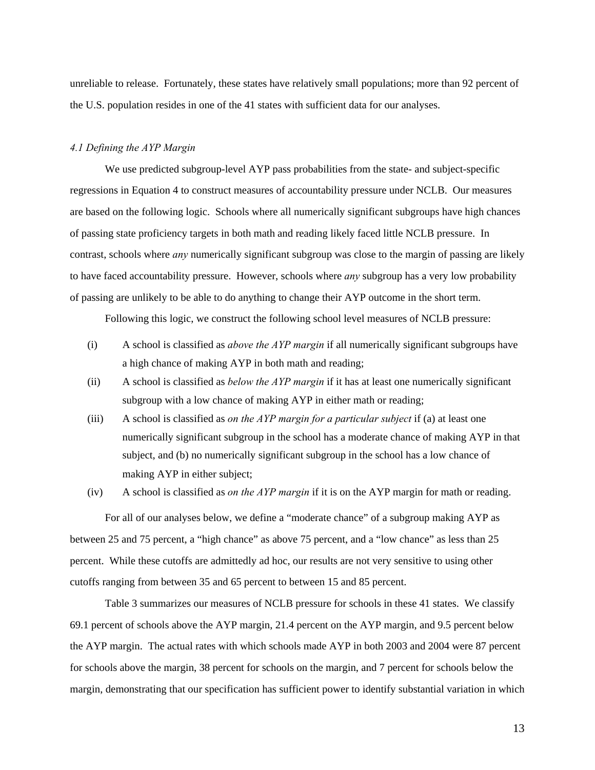unreliable to release. Fortunately, these states have relatively small populations; more than 92 percent of the U.S. population resides in one of the 41 states with sufficient data for our analyses.

### *4.1 Defining the AYP Margin*

We use predicted subgroup-level AYP pass probabilities from the state- and subject-specific regressions in Equation 4 to construct measures of accountability pressure under NCLB. Our measures are based on the following logic. Schools where all numerically significant subgroups have high chances of passing state proficiency targets in both math and reading likely faced little NCLB pressure. In contrast, schools where *any* numerically significant subgroup was close to the margin of passing are likely to have faced accountability pressure. However, schools where *any* subgroup has a very low probability of passing are unlikely to be able to do anything to change their AYP outcome in the short term.

Following this logic, we construct the following school level measures of NCLB pressure:

(i) A school is classified as *above the AYP margin* if all numerically significant subgroups have a high chance of making AYP in both math and reading;

(ii) A school is classified as *below the AYP margin* if it has at least one numerically significant subgroup with a low chance of making AYP in either math or reading;

(iii) A school is classified as *on the AYP margin for a particular subject* if (a) at least one numerically significant subgroup in the school has a moderate chance of making AYP in that subject, and (b) no numerically significant subgroup in the school has a low chance of making AYP in either subject;

(iv) A school is classified as *on the AYP margin* if it is on the AYP margin for math or reading.

For all of our analyses below, we define a "moderate chance" of a subgroup making AYP as between 25 and 75 percent, a "high chance" as above 75 percent, and a "low chance" as less than 25 percent. While these cutoffs are admittedly ad hoc, our results are not very sensitive to using other cutoffs ranging from between 35 and 65 percent to between 15 and 85 percent.

Table 3 summarizes our measures of NCLB pressure for schools in these 41 states. We classify 69.1 percent of schools above the AYP margin, 21.4 percent on the AYP margin, and 9.5 percent below the AYP margin. The actual rates with which schools made AYP in both 2003 and 2004 were 87 percent for schools above the margin, 38 percent for schools on the margin, and 7 percent for schools below the margin, demonstrating that our specification has sufficient power to identify substantial variation in which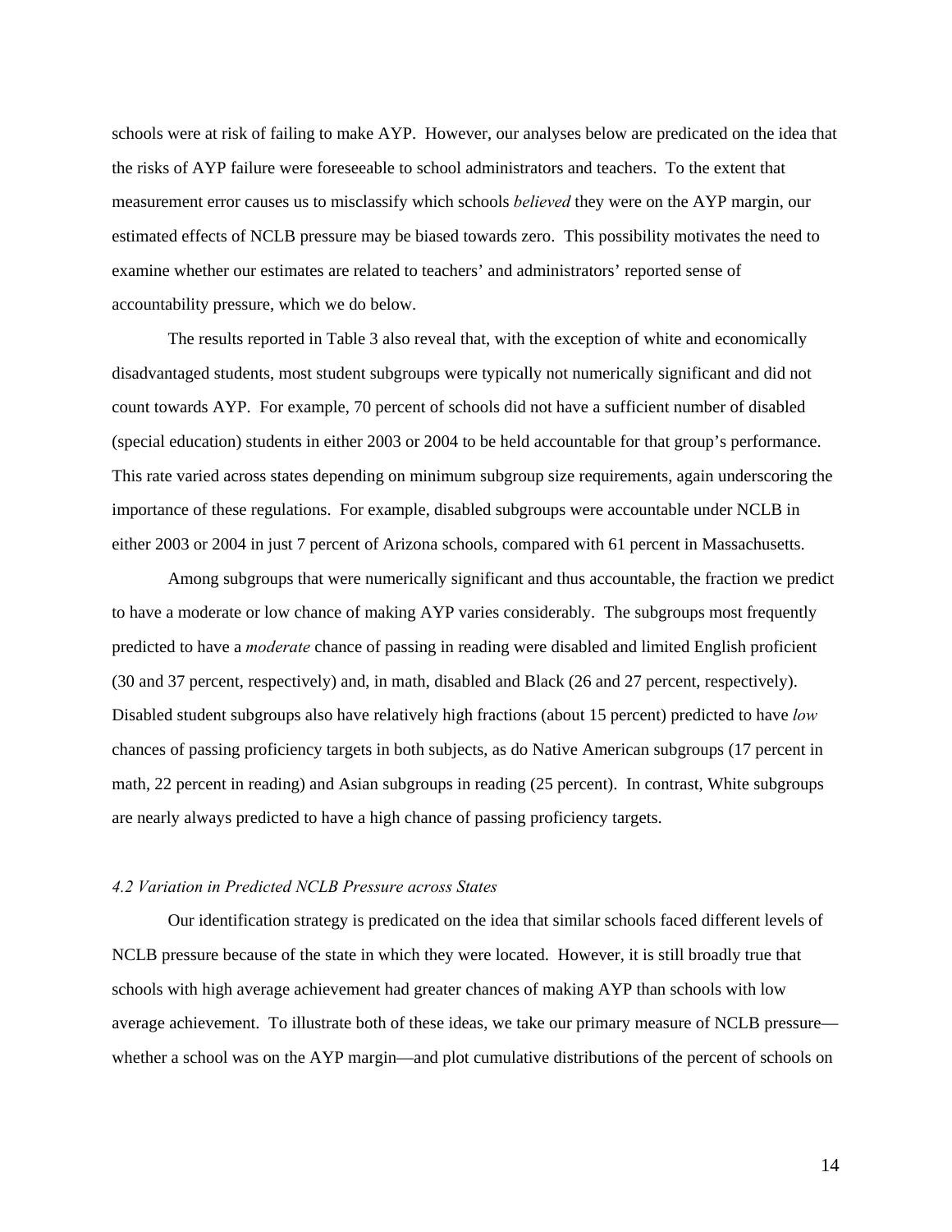schools were at risk of failing to make AYP. However, our analyses below are predicated on the idea that the risks of AYP failure were foreseeable to school administrators and teachers. To the extent that measurement error causes us to misclassify which schools *believed* they were on the AYP margin, our estimated effects of NCLB pressure may be biased towards zero. This possibility motivates the need to examine whether our estimates are related to teachers' and administrators' reported sense of accountability pressure, which we do below.

The results reported in Table 3 also reveal that, with the exception of white and economically disadvantaged students, most student subgroups were typically not numerically significant and did not count towards AYP. For example, 70 percent of schools did not have a sufficient number of disabled (special education) students in either 2003 or 2004 to be held accountable for that group's performance. This rate varied across states depending on minimum subgroup size requirements, again underscoring the importance of these regulations. For example, disabled subgroups were accountable under NCLB in either 2003 or 2004 in just 7 percent of Arizona schools, compared with 61 percent in Massachusetts.

Among subgroups that were numerically significant and thus accountable, the fraction we predict to have a moderate or low chance of making AYP varies considerably. The subgroups most frequently predicted to have a *moderate* chance of passing in reading were disabled and limited English proficient (30 and 37 percent, respectively) and, in math, disabled and Black (26 and 27 percent, respectively). Disabled student subgroups also have relatively high fractions (about 15 percent) predicted to have *low* chances of passing proficiency targets in both subjects, as do Native American subgroups (17 percent in math, 22 percent in reading) and Asian subgroups in reading (25 percent). In contrast, White subgroups are nearly always predicted to have a high chance of passing proficiency targets.

### *4.2 Variation in Predicted NCLB Pressure across States*

Our identification strategy is predicated on the idea that similar schools faced different levels of NCLB pressure because of the state in which they were located. However, it is still broadly true that schools with high average achievement had greater chances of making AYP than schools with low average achievement. To illustrate both of these ideas, we take our primary measure of NCLB pressure—whether a school was on the AYP margin—and plot cumulative distributions of the percent of schools on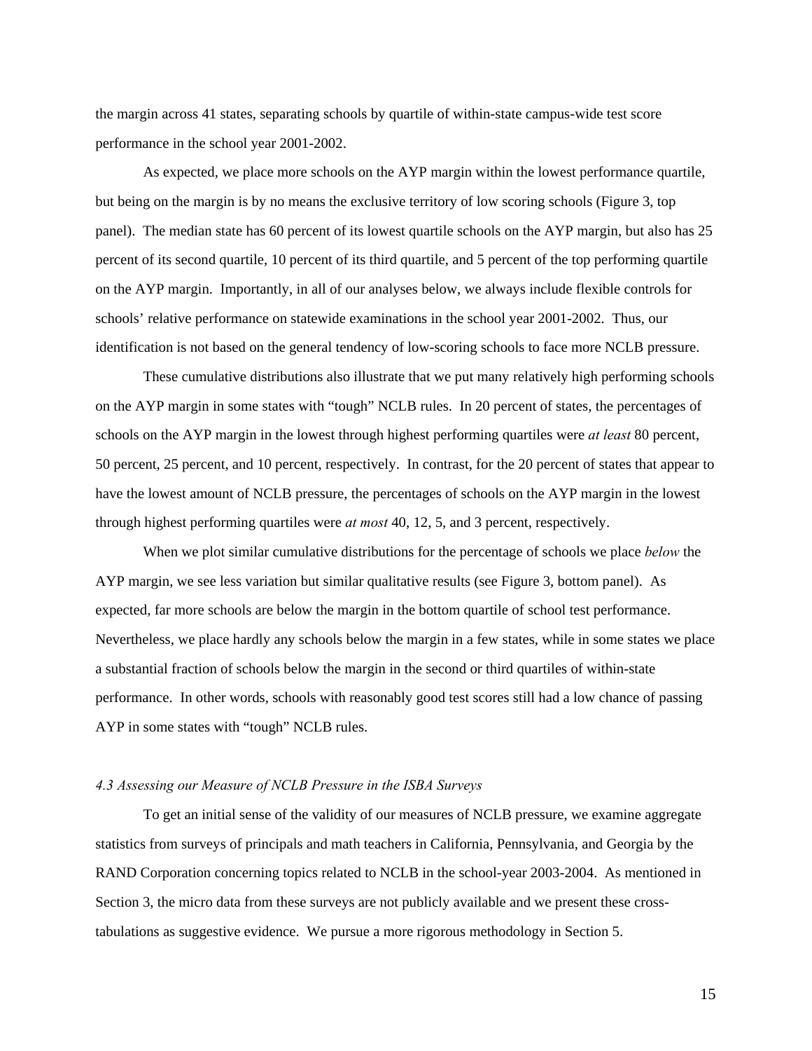the margin across 41 states, separating schools by quartile of within-state campus-wide test score performance in the school year 2001-2002.

As expected, we place more schools on the AYP margin within the lowest performance quartile, but being on the margin is by no means the exclusive territory of low scoring schools (Figure 3, top panel). The median state has 60 percent of its lowest quartile schools on the AYP margin, but also has 25 percent of its second quartile, 10 percent of its third quartile, and 5 percent of the top performing quartile on the AYP margin. Importantly, in all of our analyses below, we always include flexible controls for schools' relative performance on statewide examinations in the school year 2001-2002. Thus, our identification is not based on the general tendency of low-scoring schools to face more NCLB pressure.

These cumulative distributions also illustrate that we put many relatively high performing schools on the AYP margin in some states with "tough" NCLB rules. In 20 percent of states, the percentages of schools on the AYP margin in the lowest through highest performing quartiles were *at least* 80 percent, 50 percent, 25 percent, and 10 percent, respectively. In contrast, for the 20 percent of states that appear to have the lowest amount of NCLB pressure, the percentages of schools on the AYP margin in the lowest through highest performing quartiles were *at most* 40, 12, 5, and 3 percent, respectively.

When we plot similar cumulative distributions for the percentage of schools we place *below* the AYP margin, we see less variation but similar qualitative results (see Figure 3, bottom panel). As expected, far more schools are below the margin in the bottom quartile of school test performance. Nevertheless, we place hardly any schools below the margin in a few states, while in some states we place a substantial fraction of schools below the margin in the second or third quartiles of within-state performance. In other words, schools with reasonably good test scores still had a low chance of passing AYP in some states with "tough" NCLB rules.

### *4.3 Assessing our Measure of NCLB Pressure in the ISBA Surveys*

To get an initial sense of the validity of our measures of NCLB pressure, we examine aggregate statistics from surveys of principals and math teachers in California, Pennsylvania, and Georgia by the RAND Corporation concerning topics related to NCLB in the school-year 2003-2004. As mentioned in Section 3, the micro data from these surveys are not publicly available and we present these cross-tabulations as suggestive evidence. We pursue a more rigorous methodology in Section 5.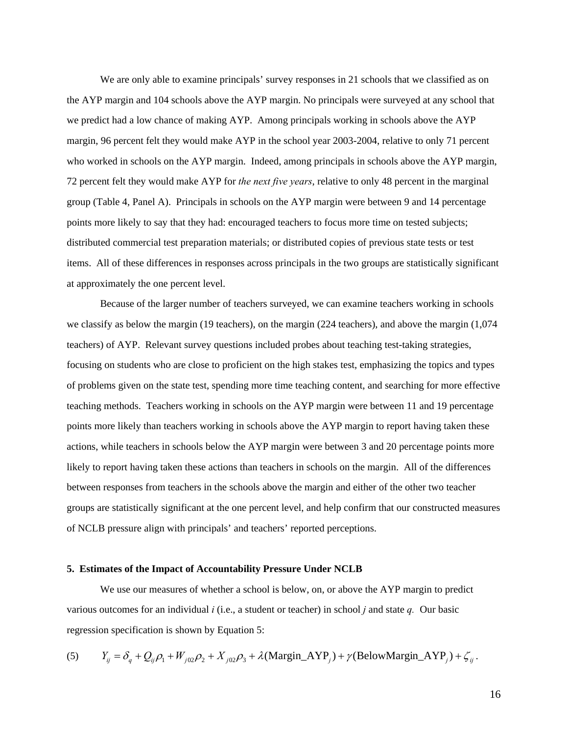We are only able to examine principals' survey responses in 21 schools that we classified as on the AYP margin and 104 schools above the AYP margin. No principals were surveyed at any school that we predict had a low chance of making AYP. Among principals working in schools above the AYP margin, 96 percent felt they would make AYP in the school year 2003-2004, relative to only 71 percent who worked in schools on the AYP margin. Indeed, among principals in schools above the AYP margin, 72 percent felt they would make AYP for *the next five years*, relative to only 48 percent in the marginal group (Table 4, Panel A). Principals in schools on the AYP margin were between 9 and 14 percentage points more likely to say that they had: encouraged teachers to focus more time on tested subjects; distributed commercial test preparation materials; or distributed copies of previous state tests or test items. All of these differences in responses across principals in the two groups are statistically significant at approximately the one percent level.

Because of the larger number of teachers surveyed, we can examine teachers working in schools we classify as below the margin (19 teachers), on the margin (224 teachers), and above the margin (1,074 teachers) of AYP. Relevant survey questions included probes about teaching test-taking strategies, focusing on students who are close to proficient on the high stakes test, emphasizing the topics and types of problems given on the state test, spending more time teaching content, and searching for more effective teaching methods. Teachers working in schools on the AYP margin were between 11 and 19 percentage points more likely than teachers working in schools above the AYP margin to report having taken these actions, while teachers in schools below the AYP margin were between 3 and 20 percentage points more likely to report having taken these actions than teachers in schools on the margin. All of the differences between responses from teachers in the schools above the margin and either of the other two teacher groups are statistically significant at the one percent level, and help confirm that our constructed measures of NCLB pressure align with principals' and teachers' reported perceptions.

## 5. Estimates of the Impact of Accountability Pressure Under NCLB

We use our measures of whether a school is below, on, or above the AYP margin to predict various outcomes for an individual *i* (i.e., a student or teacher) in school *j* and state *q*. Our basic regression specification is shown by Equation 5:

$$(5) \qquad Y_{ij} = \delta_q + Q_{ij}\rho_1 + W_{j02}\rho_2 + X_{j02}\rho_3 + \lambda(\text{Margin\_AYP}_j) + \gamma(\text{BelowMargin\_AYP}_j) + \zeta_{ij}\,.$$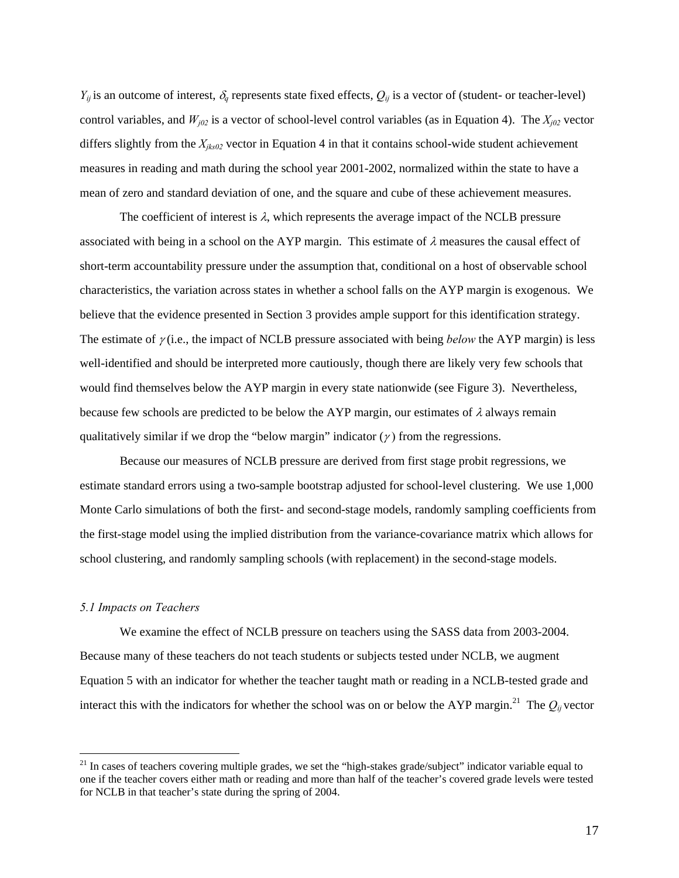$Y_{ij}$ is an outcome of interest, $\delta_q$ represents state fixed effects, $Q_{ij}$ is a vector of (student- or teacher-level) control variables, and $W_{j02}$ is a vector of school-level control variables (as in Equation 4). The $X_{j02}$ vector differs slightly from the $X_{jks02}$ vector in Equation 4 in that it contains school-wide student achievement measures in reading and math during the school year 2001-2002, normalized within the state to have a mean of zero and standard deviation of one, and the square and cube of these achievement measures.

The coefficient of interest is $\lambda$, which represents the average impact of the NCLB pressure associated with being in a school on the AYP margin. This estimate of $\lambda$ measures the causal effect of short-term accountability pressure under the assumption that, conditional on a host of observable school characteristics, the variation across states in whether a school falls on the AYP margin is exogenous. We believe that the evidence presented in Section 3 provides ample support for this identification strategy. The estimate of $\gamma$ (i.e., the impact of NCLB pressure associated with being *below* the AYP margin) is less well-identified and should be interpreted more cautiously, though there are likely very few schools that would find themselves below the AYP margin in every state nationwide (see Figure 3). Nevertheless, because few schools are predicted to be below the AYP margin, our estimates of $\lambda$ always remain qualitatively similar if we drop the "below margin" indicator ($\gamma$) from the regressions.

Because our measures of NCLB pressure are derived from first stage probit regressions, we estimate standard errors using a two-sample bootstrap adjusted for school-level clustering. We use 1,000 Monte Carlo simulations of both the first- and second-stage models, randomly sampling coefficients from the first-stage model using the implied distribution from the variance-covariance matrix which allows for school clustering, and randomly sampling schools (with replacement) in the second-stage models.

### *5.1 Impacts on Teachers*

We examine the effect of NCLB pressure on teachers using the SASS data from 2003-2004. Because many of these teachers do not teach students or subjects tested under NCLB, we augment Equation 5 with an indicator for whether the teacher taught math or reading in a NCLB-tested grade and interact this with the indicators for whether the school was on or below the AYP margin.[21] The $Q_{ij}$ vector

[21] In cases of teachers covering multiple grades, we set the "high-stakes grade/subject" indicator variable equal to one if the teacher covers either math or reading and more than half of the teacher's covered grade levels were tested for NCLB in that teacher's state during the spring of 2004.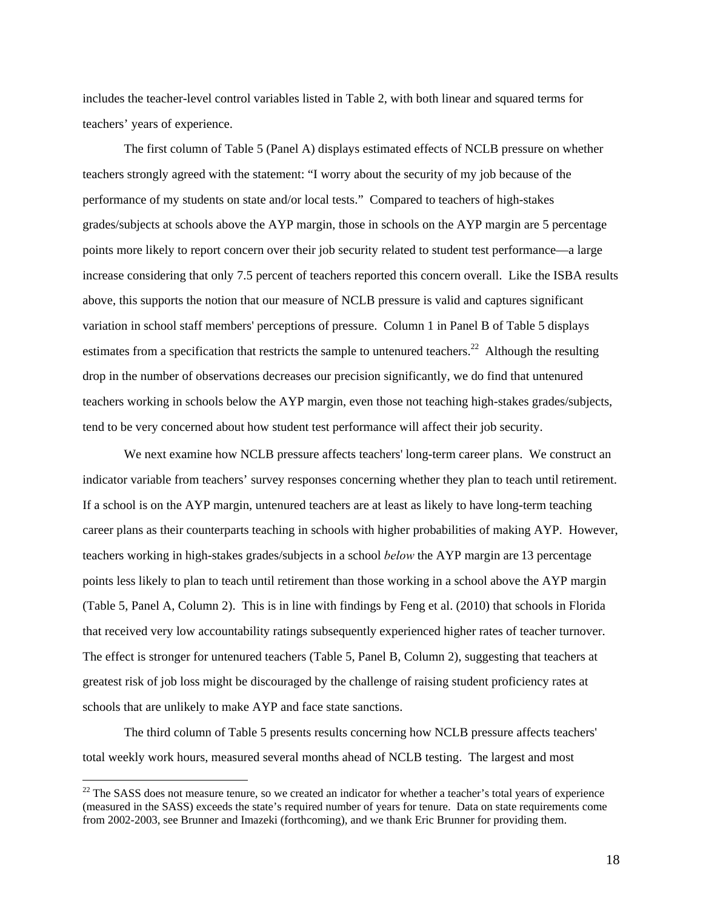includes the teacher-level control variables listed in Table 2, with both linear and squared terms for teachers' years of experience.

The first column of Table 5 (Panel A) displays estimated effects of NCLB pressure on whether teachers strongly agreed with the statement: "I worry about the security of my job because of the performance of my students on state and/or local tests." Compared to teachers of high-stakes grades/subjects at schools above the AYP margin, those in schools on the AYP margin are 5 percentage points more likely to report concern over their job security related to student test performance—a large increase considering that only 7.5 percent of teachers reported this concern overall. Like the ISBA results above, this supports the notion that our measure of NCLB pressure is valid and captures significant variation in school staff members' perceptions of pressure. Column 1 in Panel B of Table 5 displays estimates from a specification that restricts the sample to untenured teachers.[22] Although the resulting drop in the number of observations decreases our precision significantly, we do find that untenured teachers working in schools below the AYP margin, even those not teaching high-stakes grades/subjects, tend to be very concerned about how student test performance will affect their job security.

We next examine how NCLB pressure affects teachers' long-term career plans. We construct an indicator variable from teachers' survey responses concerning whether they plan to teach until retirement. If a school is on the AYP margin, untenured teachers are at least as likely to have long-term teaching career plans as their counterparts teaching in schools with higher probabilities of making AYP. However, teachers working in high-stakes grades/subjects in a school *below* the AYP margin are 13 percentage points less likely to plan to teach until retirement than those working in a school above the AYP margin (Table 5, Panel A, Column 2). This is in line with findings by Feng et al. (2010) that schools in Florida that received very low accountability ratings subsequently experienced higher rates of teacher turnover. The effect is stronger for untenured teachers (Table 5, Panel B, Column 2), suggesting that teachers at greatest risk of job loss might be discouraged by the challenge of raising student proficiency rates at schools that are unlikely to make AYP and face state sanctions.

The third column of Table 5 presents results concerning how NCLB pressure affects teachers' total weekly work hours, measured several months ahead of NCLB testing. The largest and most

[22] The SASS does not measure tenure, so we created an indicator for whether a teacher's total years of experience (measured in the SASS) exceeds the state's required number of years for tenure. Data on state requirements come from 2002-2003, see Brunner and Imazeki (forthcoming), and we thank Eric Brunner for providing them.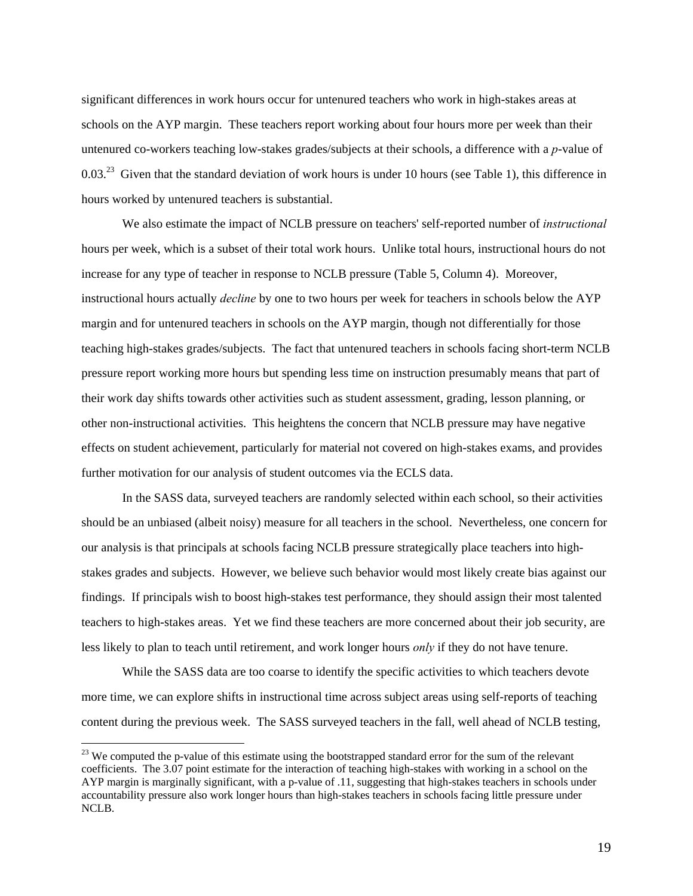significant differences in work hours occur for untenured teachers who work in high-stakes areas at schools on the AYP margin. These teachers report working about four hours more per week than their untenured co-workers teaching low-stakes grades/subjects at their schools, a difference with a *p*-value of 0.03.[23] Given that the standard deviation of work hours is under 10 hours (see Table 1), this difference in hours worked by untenured teachers is substantial.

We also estimate the impact of NCLB pressure on teachers' self-reported number of *instructional* hours per week, which is a subset of their total work hours. Unlike total hours, instructional hours do not increase for any type of teacher in response to NCLB pressure (Table 5, Column 4). Moreover, instructional hours actually *decline* by one to two hours per week for teachers in schools below the AYP margin and for untenured teachers in schools on the AYP margin, though not differentially for those teaching high-stakes grades/subjects. The fact that untenured teachers in schools facing short-term NCLB pressure report working more hours but spending less time on instruction presumably means that part of their work day shifts towards other activities such as student assessment, grading, lesson planning, or other non-instructional activities. This heightens the concern that NCLB pressure may have negative effects on student achievement, particularly for material not covered on high-stakes exams, and provides further motivation for our analysis of student outcomes via the ECLS data.

In the SASS data, surveyed teachers are randomly selected within each school, so their activities should be an unbiased (albeit noisy) measure for all teachers in the school. Nevertheless, one concern for our analysis is that principals at schools facing NCLB pressure strategically place teachers into high-stakes grades and subjects. However, we believe such behavior would most likely create bias against our findings. If principals wish to boost high-stakes test performance, they should assign their most talented teachers to high-stakes areas. Yet we find these teachers are more concerned about their job security, are less likely to plan to teach until retirement, and work longer hours *only* if they do not have tenure.

While the SASS data are too coarse to identify the specific activities to which teachers devote more time, we can explore shifts in instructional time across subject areas using self-reports of teaching content during the previous week. The SASS surveyed teachers in the fall, well ahead of NCLB testing,

[23] We computed the p-value of this estimate using the bootstrapped standard error for the sum of the relevant coefficients. The 3.07 point estimate for the interaction of teaching high-stakes with working in a school on the AYP margin is marginally significant, with a p-value of .11, suggesting that high-stakes teachers in schools under accountability pressure also work longer hours than high-stakes teachers in schools facing little pressure under NCLB.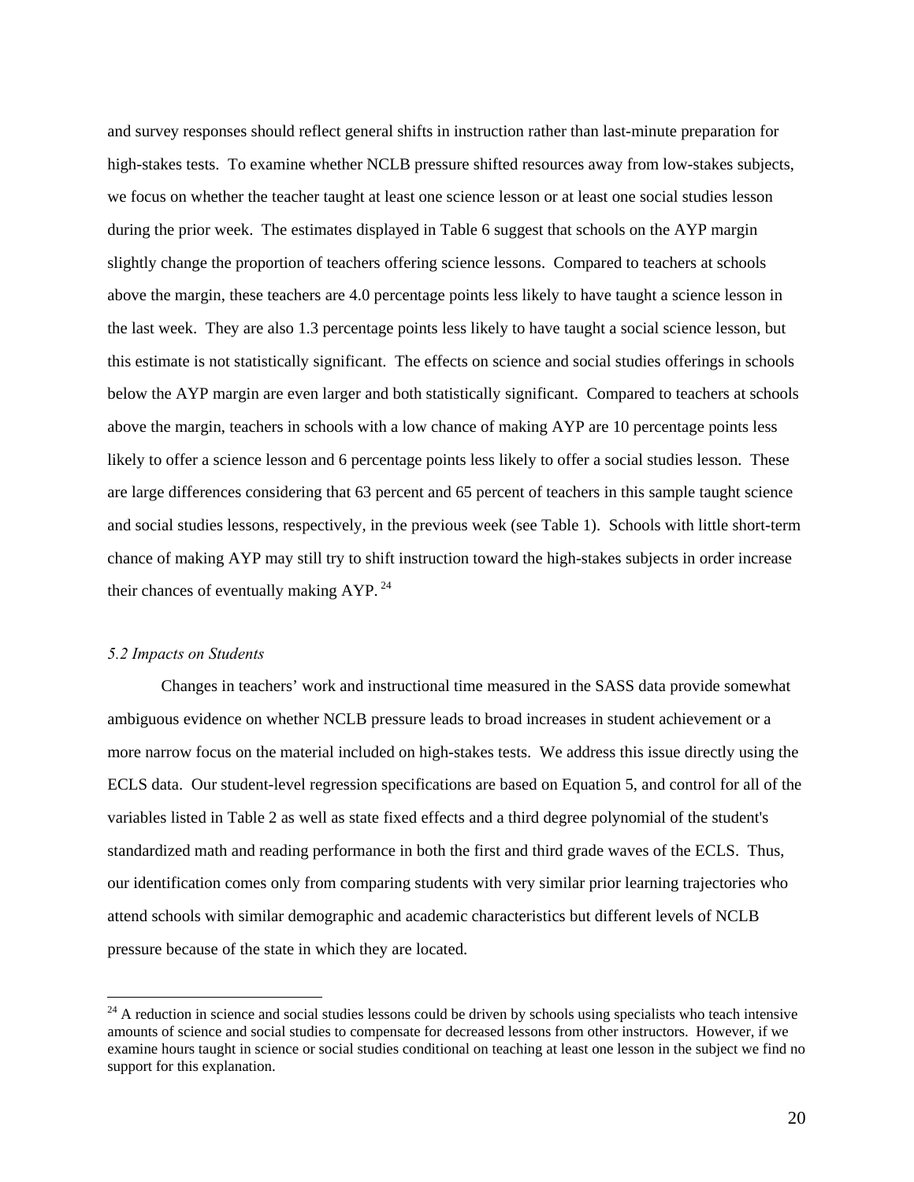and survey responses should reflect general shifts in instruction rather than last-minute preparation for high-stakes tests. To examine whether NCLB pressure shifted resources away from low-stakes subjects, we focus on whether the teacher taught at least one science lesson or at least one social studies lesson during the prior week. The estimates displayed in Table 6 suggest that schools on the AYP margin slightly change the proportion of teachers offering science lessons. Compared to teachers at schools above the margin, these teachers are 4.0 percentage points less likely to have taught a science lesson in the last week. They are also 1.3 percentage points less likely to have taught a social science lesson, but this estimate is not statistically significant. The effects on science and social studies offerings in schools below the AYP margin are even larger and both statistically significant. Compared to teachers at schools above the margin, teachers in schools with a low chance of making AYP are 10 percentage points less likely to offer a science lesson and 6 percentage points less likely to offer a social studies lesson. These are large differences considering that 63 percent and 65 percent of teachers in this sample taught science and social studies lessons, respectively, in the previous week (see Table 1). Schools with little short-term chance of making AYP may still try to shift instruction toward the high-stakes subjects in order increase their chances of eventually making AYP. [24]

### *5.2 Impacts on Students*

Changes in teachers' work and instructional time measured in the SASS data provide somewhat ambiguous evidence on whether NCLB pressure leads to broad increases in student achievement or a more narrow focus on the material included on high-stakes tests. We address this issue directly using the ECLS data. Our student-level regression specifications are based on Equation 5, and control for all of the variables listed in Table 2 as well as state fixed effects and a third degree polynomial of the student's standardized math and reading performance in both the first and third grade waves of the ECLS. Thus, our identification comes only from comparing students with very similar prior learning trajectories who attend schools with similar demographic and academic characteristics but different levels of NCLB pressure because of the state in which they are located.

---

[24] A reduction in science and social studies lessons could be driven by schools using specialists who teach intensive amounts of science and social studies to compensate for decreased lessons from other instructors. However, if we examine hours taught in science or social studies conditional on teaching at least one lesson in the subject we find no support for this explanation.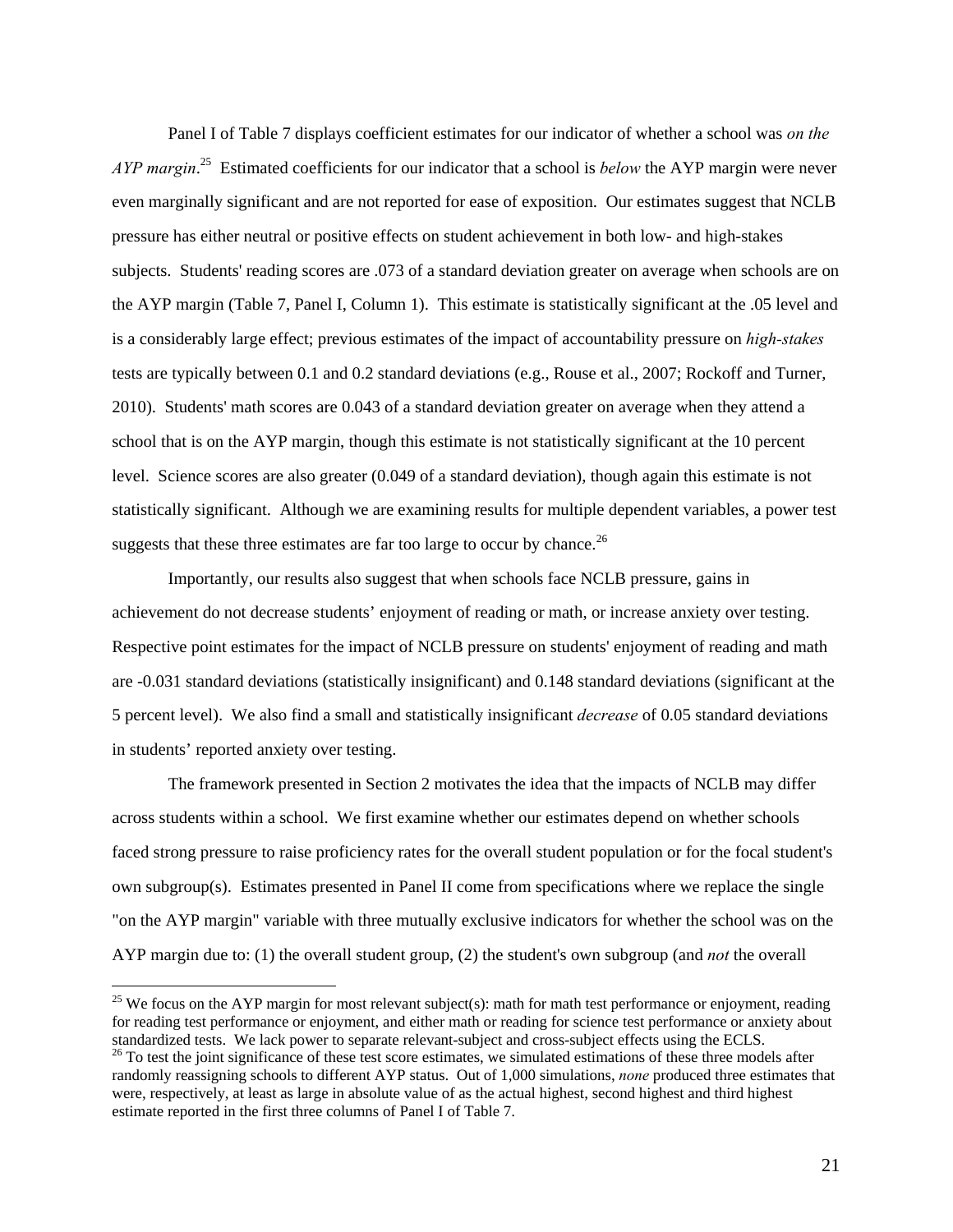Panel I of Table 7 displays coefficient estimates for our indicator of whether a school was *on the AYP margin*.[25] Estimated coefficients for our indicator that a school is *below* the AYP margin were never even marginally significant and are not reported for ease of exposition. Our estimates suggest that NCLB pressure has either neutral or positive effects on student achievement in both low- and high-stakes subjects. Students' reading scores are .073 of a standard deviation greater on average when schools are on the AYP margin (Table 7, Panel I, Column 1). This estimate is statistically significant at the .05 level and is a considerably large effect; previous estimates of the impact of accountability pressure on *high-stakes* tests are typically between 0.1 and 0.2 standard deviations (e.g., Rouse et al., 2007; Rockoff and Turner, 2010). Students' math scores are 0.043 of a standard deviation greater on average when they attend a school that is on the AYP margin, though this estimate is not statistically significant at the 10 percent level. Science scores are also greater (0.049 of a standard deviation), though again this estimate is not statistically significant. Although we are examining results for multiple dependent variables, a power test suggests that these three estimates are far too large to occur by chance.[26]

Importantly, our results also suggest that when schools face NCLB pressure, gains in achievement do not decrease students' enjoyment of reading or math, or increase anxiety over testing. Respective point estimates for the impact of NCLB pressure on students' enjoyment of reading and math are -0.031 standard deviations (statistically insignificant) and 0.148 standard deviations (significant at the 5 percent level). We also find a small and statistically insignificant *decrease* of 0.05 standard deviations in students' reported anxiety over testing.

The framework presented in Section 2 motivates the idea that the impacts of NCLB may differ across students within a school. We first examine whether our estimates depend on whether schools faced strong pressure to raise proficiency rates for the overall student population or for the focal student's own subgroup(s). Estimates presented in Panel II come from specifications where we replace the single "on the AYP margin" variable with three mutually exclusive indicators for whether the school was on the AYP margin due to: (1) the overall student group, (2) the student's own subgroup (and *not* the overall

[25] We focus on the AYP margin for most relevant subject(s): math for math test performance or enjoyment, reading for reading test performance or enjoyment, and either math or reading for science test performance or anxiety about standardized tests. We lack power to separate relevant-subject and cross-subject effects using the ECLS.

[26] To test the joint significance of these test score estimates, we simulated estimations of these three models after randomly reassigning schools to different AYP status. Out of 1,000 simulations, *none* produced three estimates that were, respectively, at least as large in absolute value of as the actual highest, second highest and third highest estimate reported in the first three columns of Panel I of Table 7.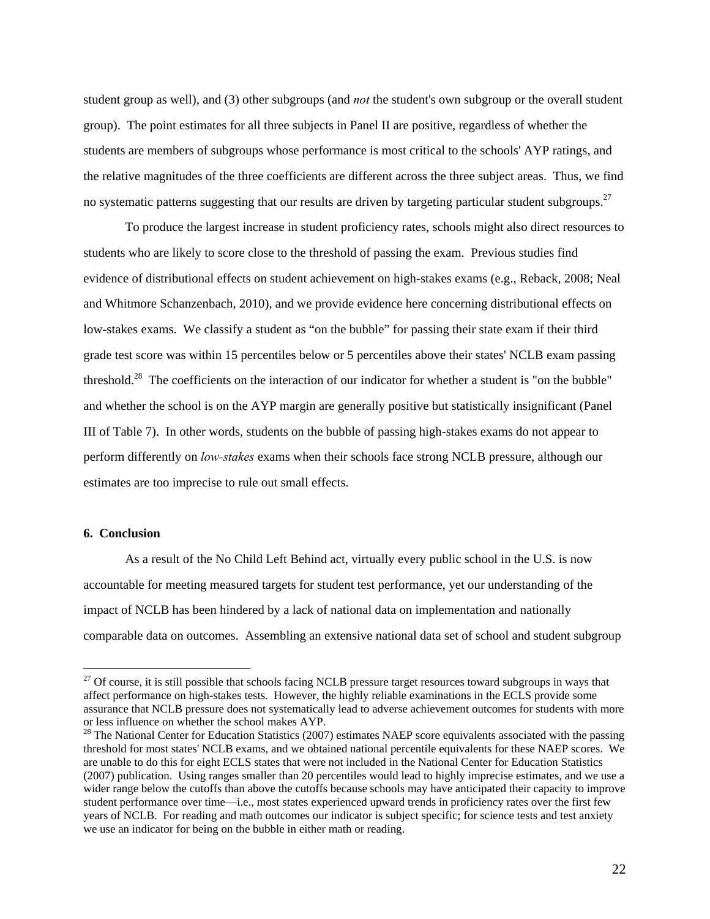student group as well), and (3) other subgroups (and *not* the student's own subgroup or the overall student group). The point estimates for all three subjects in Panel II are positive, regardless of whether the students are members of subgroups whose performance is most critical to the schools' AYP ratings, and the relative magnitudes of the three coefficients are different across the three subject areas. Thus, we find no systematic patterns suggesting that our results are driven by targeting particular student subgroups.[27]

To produce the largest increase in student proficiency rates, schools might also direct resources to students who are likely to score close to the threshold of passing the exam. Previous studies find evidence of distributional effects on student achievement on high-stakes exams (e.g., Reback, 2008; Neal and Whitmore Schanzenbach, 2010), and we provide evidence here concerning distributional effects on low-stakes exams. We classify a student as "on the bubble" for passing their state exam if their third grade test score was within 15 percentiles below or 5 percentiles above their states' NCLB exam passing threshold.[28] The coefficients on the interaction of our indicator for whether a student is "on the bubble" and whether the school is on the AYP margin are generally positive but statistically insignificant (Panel III of Table 7). In other words, students on the bubble of passing high-stakes exams do not appear to perform differently on *low-stakes* exams when their schools face strong NCLB pressure, although our estimates are too imprecise to rule out small effects.

## 6. Conclusion

As a result of the No Child Left Behind act, virtually every public school in the U.S. is now accountable for meeting measured targets for student test performance, yet our understanding of the impact of NCLB has been hindered by a lack of national data on implementation and nationally comparable data on outcomes. Assembling an extensive national data set of school and student subgroup

[27] Of course, it is still possible that schools facing NCLB pressure target resources toward subgroups in ways that affect performance on high-stakes tests. However, the highly reliable examinations in the ECLS provide some assurance that NCLB pressure does not systematically lead to adverse achievement outcomes for students with more or less influence on whether the school makes AYP.

[28] The National Center for Education Statistics (2007) estimates NAEP score equivalents associated with the passing threshold for most states' NCLB exams, and we obtained national percentile equivalents for these NAEP scores. We are unable to do this for eight ECLS states that were not included in the National Center for Education Statistics (2007) publication. Using ranges smaller than 20 percentiles would lead to highly imprecise estimates, and we use a wider range below the cutoffs than above the cutoffs because schools may have anticipated their capacity to improve student performance over time—i.e., most states experienced upward trends in proficiency rates over the first few years of NCLB. For reading and math outcomes our indicator is subject specific; for science tests and test anxiety we use an indicator for being on the bubble in either math or reading.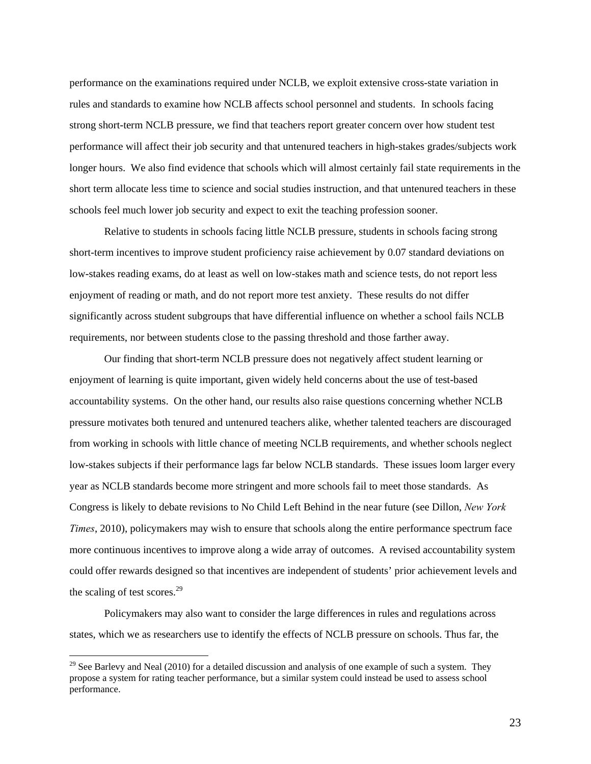performance on the examinations required under NCLB, we exploit extensive cross-state variation in rules and standards to examine how NCLB affects school personnel and students. In schools facing strong short-term NCLB pressure, we find that teachers report greater concern over how student test performance will affect their job security and that untenured teachers in high-stakes grades/subjects work longer hours. We also find evidence that schools which will almost certainly fail state requirements in the short term allocate less time to science and social studies instruction, and that untenured teachers in these schools feel much lower job security and expect to exit the teaching profession sooner.

Relative to students in schools facing little NCLB pressure, students in schools facing strong short-term incentives to improve student proficiency raise achievement by 0.07 standard deviations on low-stakes reading exams, do at least as well on low-stakes math and science tests, do not report less enjoyment of reading or math, and do not report more test anxiety. These results do not differ significantly across student subgroups that have differential influence on whether a school fails NCLB requirements, nor between students close to the passing threshold and those farther away.

Our finding that short-term NCLB pressure does not negatively affect student learning or enjoyment of learning is quite important, given widely held concerns about the use of test-based accountability systems. On the other hand, our results also raise questions concerning whether NCLB pressure motivates both tenured and untenured teachers alike, whether talented teachers are discouraged from working in schools with little chance of meeting NCLB requirements, and whether schools neglect low-stakes subjects if their performance lags far below NCLB standards. These issues loom larger every year as NCLB standards become more stringent and more schools fail to meet those standards. As Congress is likely to debate revisions to No Child Left Behind in the near future (see Dillon, *New York Times*, 2010), policymakers may wish to ensure that schools along the entire performance spectrum face more continuous incentives to improve along a wide array of outcomes. A revised accountability system could offer rewards designed so that incentives are independent of students' prior achievement levels and the scaling of test scores.[29]

Policymakers may also want to consider the large differences in rules and regulations across states, which we as researchers use to identify the effects of NCLB pressure on schools. Thus far, the

[29] See Barlevy and Neal (2010) for a detailed discussion and analysis of one example of such a system. They propose a system for rating teacher performance, but a similar system could instead be used to assess school performance.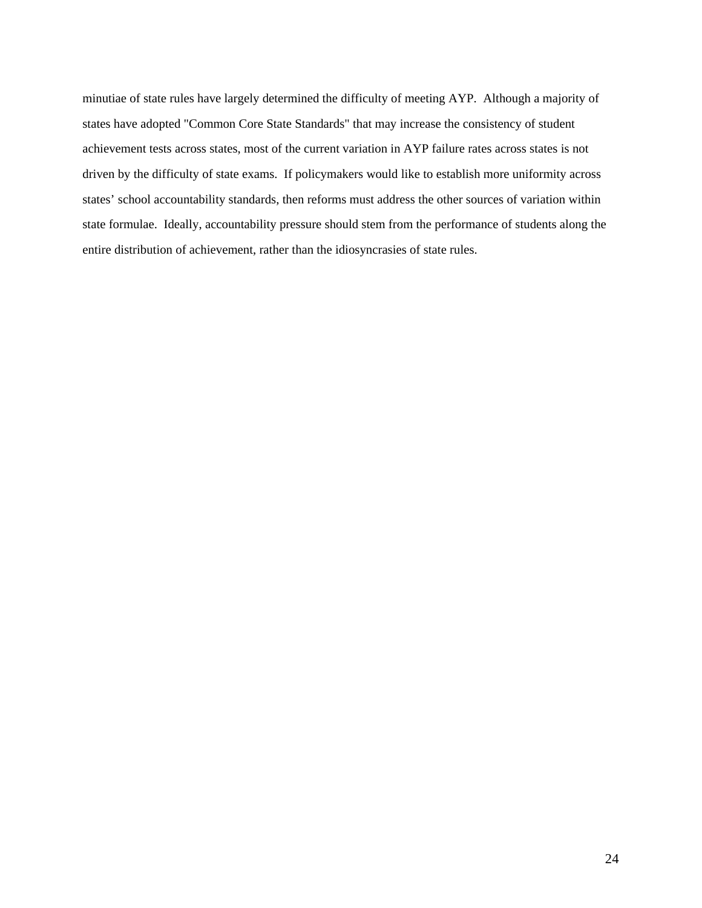minutiae of state rules have largely determined the difficulty of meeting AYP. Although a majority of states have adopted "Common Core State Standards" that may increase the consistency of student achievement tests across states, most of the current variation in AYP failure rates across states is not driven by the difficulty of state exams. If policymakers would like to establish more uniformity across states' school accountability standards, then reforms must address the other sources of variation within state formulae. Ideally, accountability pressure should stem from the performance of students along the entire distribution of achievement, rather than the idiosyncrasies of state rules.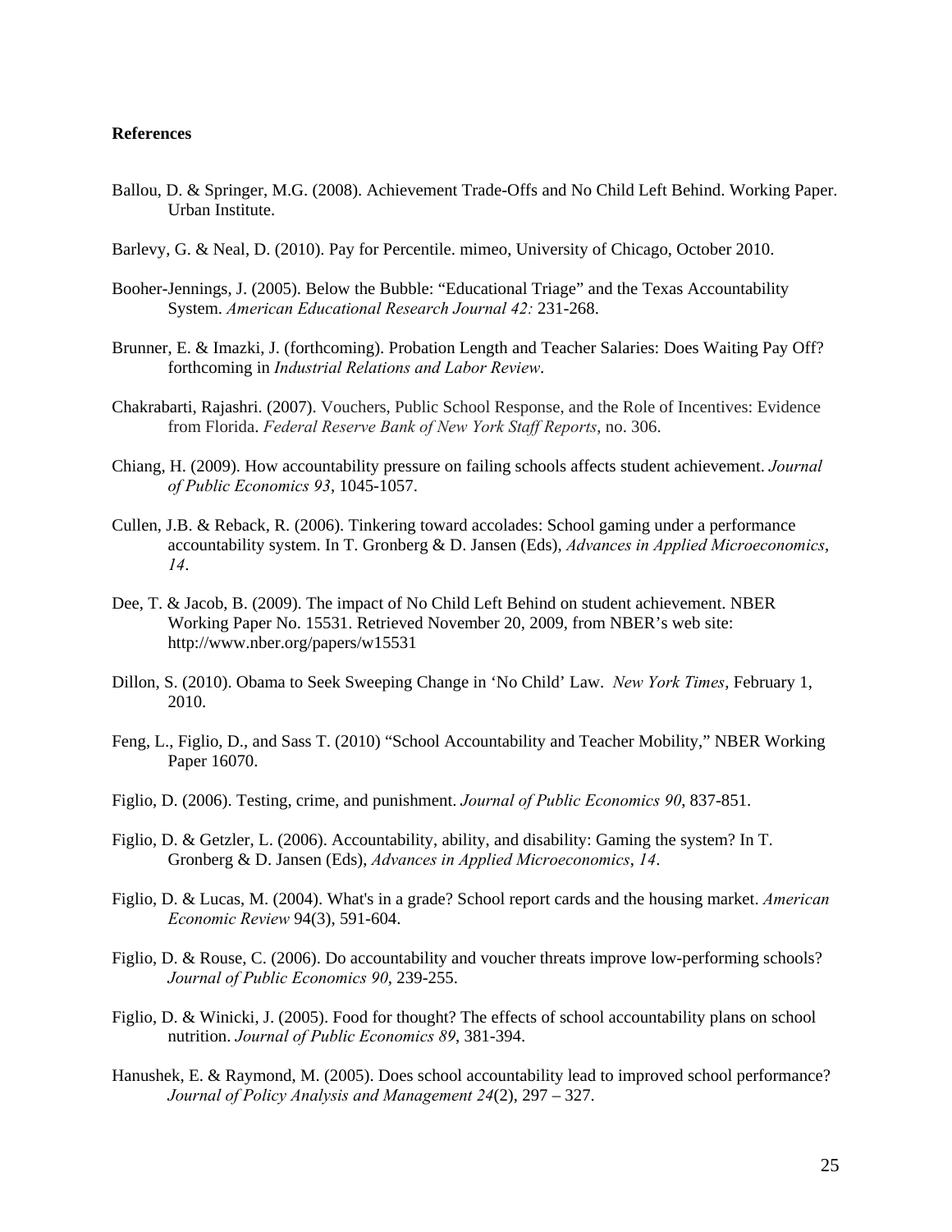**References**

Ballou, D. & Springer, M.G. (2008). Achievement Trade-Offs and No Child Left Behind. Working Paper. Urban Institute.

Barlevy, G. & Neal, D. (2010). Pay for Percentile. mimeo, University of Chicago, October 2010.

Booher-Jennings, J. (2005). Below the Bubble: "Educational Triage" and the Texas Accountability System. *American Educational Research Journal 42:* 231-268.

Brunner, E. & Imazki, J. (forthcoming). Probation Length and Teacher Salaries: Does Waiting Pay Off? forthcoming in *Industrial Relations and Labor Review*.

Chakrabarti, Rajashri. (2007). Vouchers, Public School Response, and the Role of Incentives: Evidence from Florida. *Federal Reserve Bank of New York Staff Reports*, no. 306.

Chiang, H. (2009). How accountability pressure on failing schools affects student achievement. *Journal of Public Economics 93*, 1045-1057.

Cullen, J.B. & Reback, R. (2006). Tinkering toward accolades: School gaming under a performance accountability system. In T. Gronberg & D. Jansen (Eds), *Advances in Applied Microeconomics*, *14*.

Dee, T. & Jacob, B. (2009). The impact of No Child Left Behind on student achievement. NBER Working Paper No. 15531. Retrieved November 20, 2009, from NBER's web site: http://www.nber.org/papers/w15531

Dillon, S. (2010). Obama to Seek Sweeping Change in 'No Child' Law. *New York Times*, February 1, 2010.

Feng, L., Figlio, D., and Sass T. (2010) "School Accountability and Teacher Mobility," NBER Working Paper 16070.

Figlio, D. (2006). Testing, crime, and punishment. *Journal of Public Economics 90*, 837-851.

Figlio, D. & Getzler, L. (2006). Accountability, ability, and disability: Gaming the system? In T. Gronberg & D. Jansen (Eds), *Advances in Applied Microeconomics*, *14*.

Figlio, D. & Lucas, M. (2004). What's in a grade? School report cards and the housing market. *American Economic Review* 94(3), 591-604.

Figlio, D. & Rouse, C. (2006). Do accountability and voucher threats improve low-performing schools? *Journal of Public Economics 90*, 239-255.

Figlio, D. & Winicki, J. (2005). Food for thought? The effects of school accountability plans on school nutrition. *Journal of Public Economics 89*, 381-394.

Hanushek, E. & Raymond, M. (2005). Does school accountability lead to improved school performance? *Journal of Policy Analysis and Management 24*(2), 297 – 327.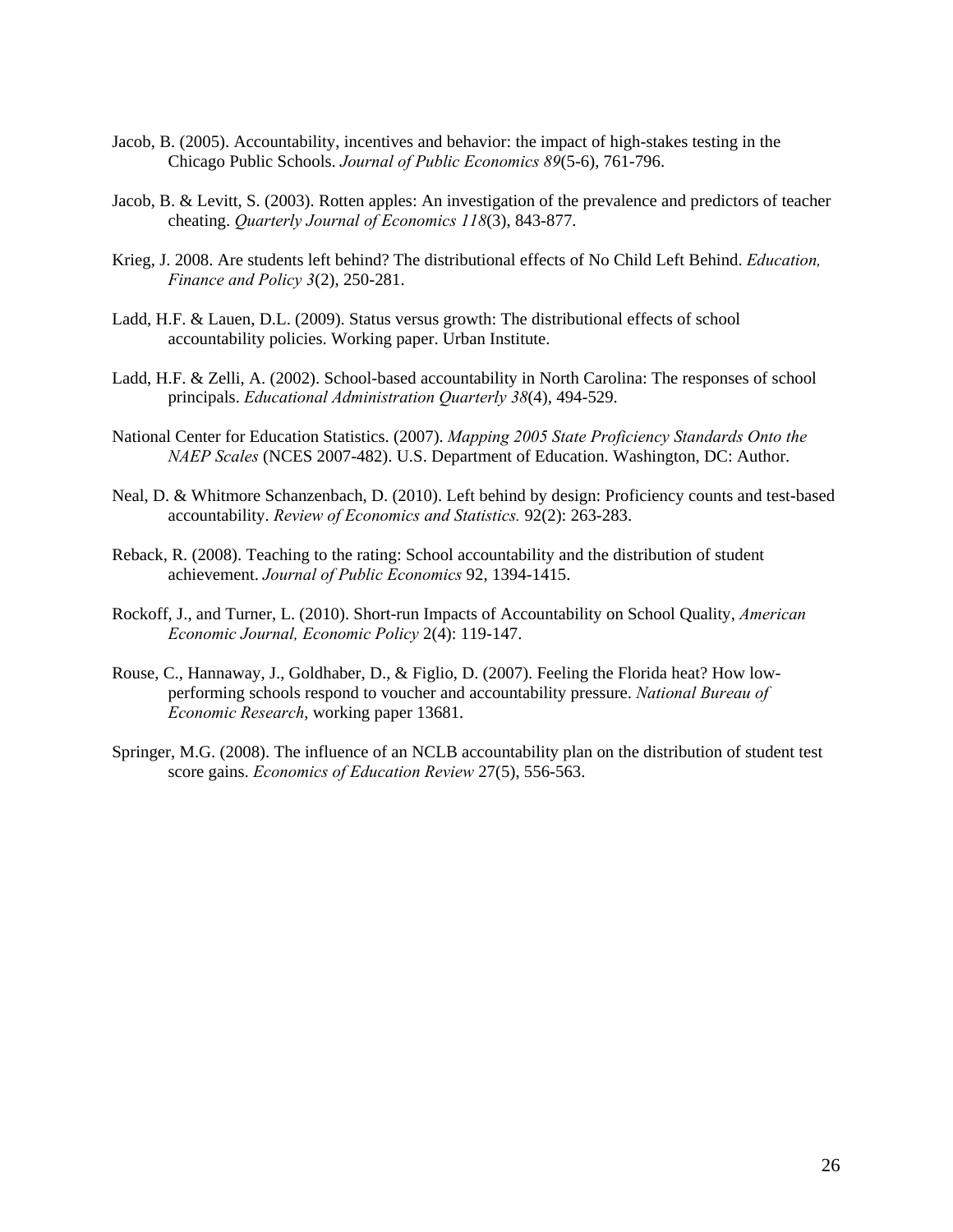Jacob, B. (2005). Accountability, incentives and behavior: the impact of high-stakes testing in the Chicago Public Schools. *Journal of Public Economics 89*(5-6), 761-796.

Jacob, B. & Levitt, S. (2003). Rotten apples: An investigation of the prevalence and predictors of teacher cheating. *Quarterly Journal of Economics 118*(3), 843-877.

Krieg, J. 2008. Are students left behind? The distributional effects of No Child Left Behind. *Education, Finance and Policy 3*(2), 250-281.

Ladd, H.F. & Lauen, D.L. (2009). Status versus growth: The distributional effects of school accountability policies. Working paper. Urban Institute.

Ladd, H.F. & Zelli, A. (2002). School-based accountability in North Carolina: The responses of school principals. *Educational Administration Quarterly 38*(4), 494-529.

National Center for Education Statistics. (2007). *Mapping 2005 State Proficiency Standards Onto the NAEP Scales* (NCES 2007-482). U.S. Department of Education. Washington, DC: Author.

Neal, D. & Whitmore Schanzenbach, D. (2010). Left behind by design: Proficiency counts and test-based accountability. *Review of Economics and Statistics.* 92(2): 263-283.

Reback, R. (2008). Teaching to the rating: School accountability and the distribution of student achievement. *Journal of Public Economics* 92, 1394-1415.

Rockoff, J., and Turner, L. (2010). Short-run Impacts of Accountability on School Quality, *American Economic Journal, Economic Policy* 2(4): 119-147.

Rouse, C., Hannaway, J., Goldhaber, D., & Figlio, D. (2007). Feeling the Florida heat? How low-performing schools respond to voucher and accountability pressure. *National Bureau of Economic Research*, working paper 13681.

Springer, M.G. (2008). The influence of an NCLB accountability plan on the distribution of student test score gains. *Economics of Education Review* 27(5), 556-563.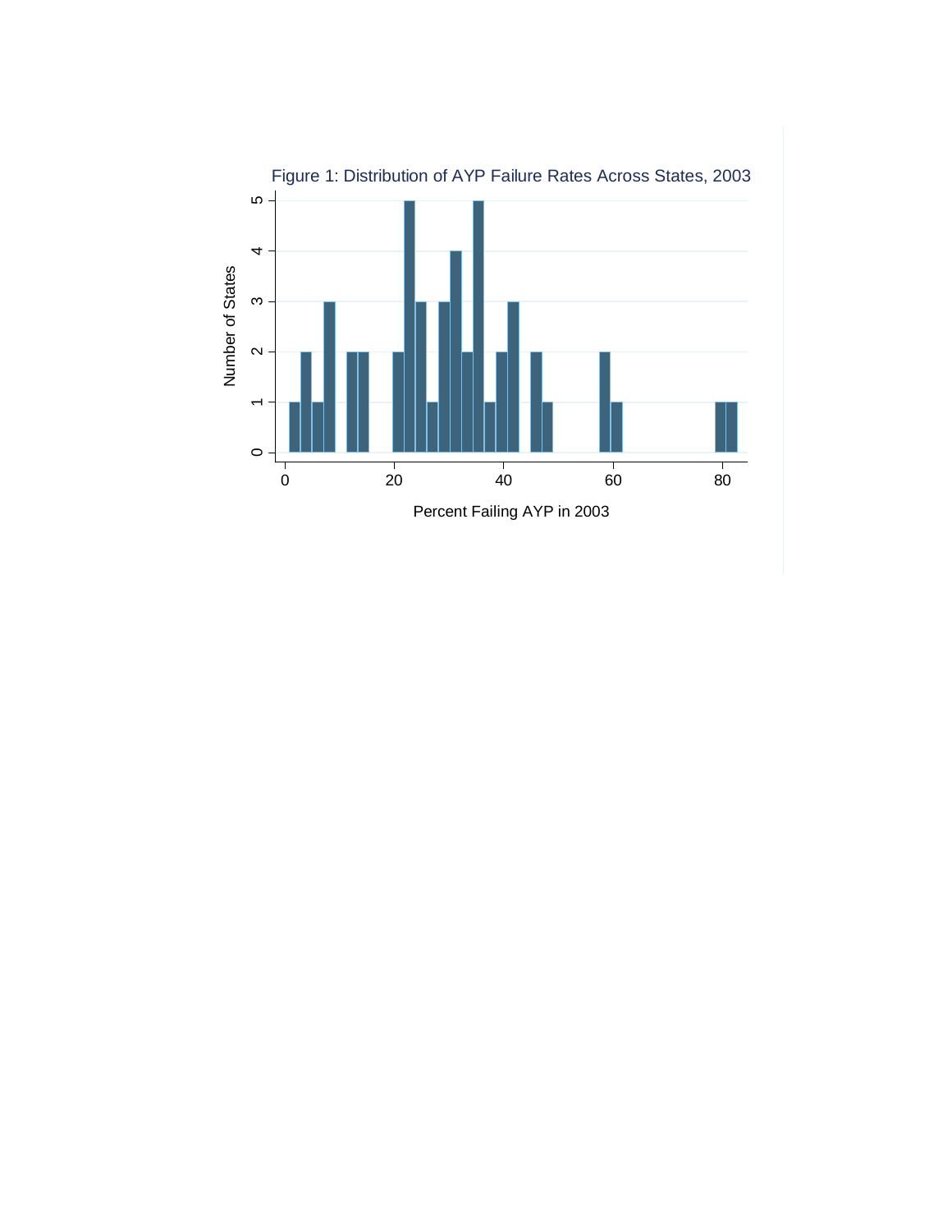Figure 1: Distribution of AYP Failure Rates Across States, 2003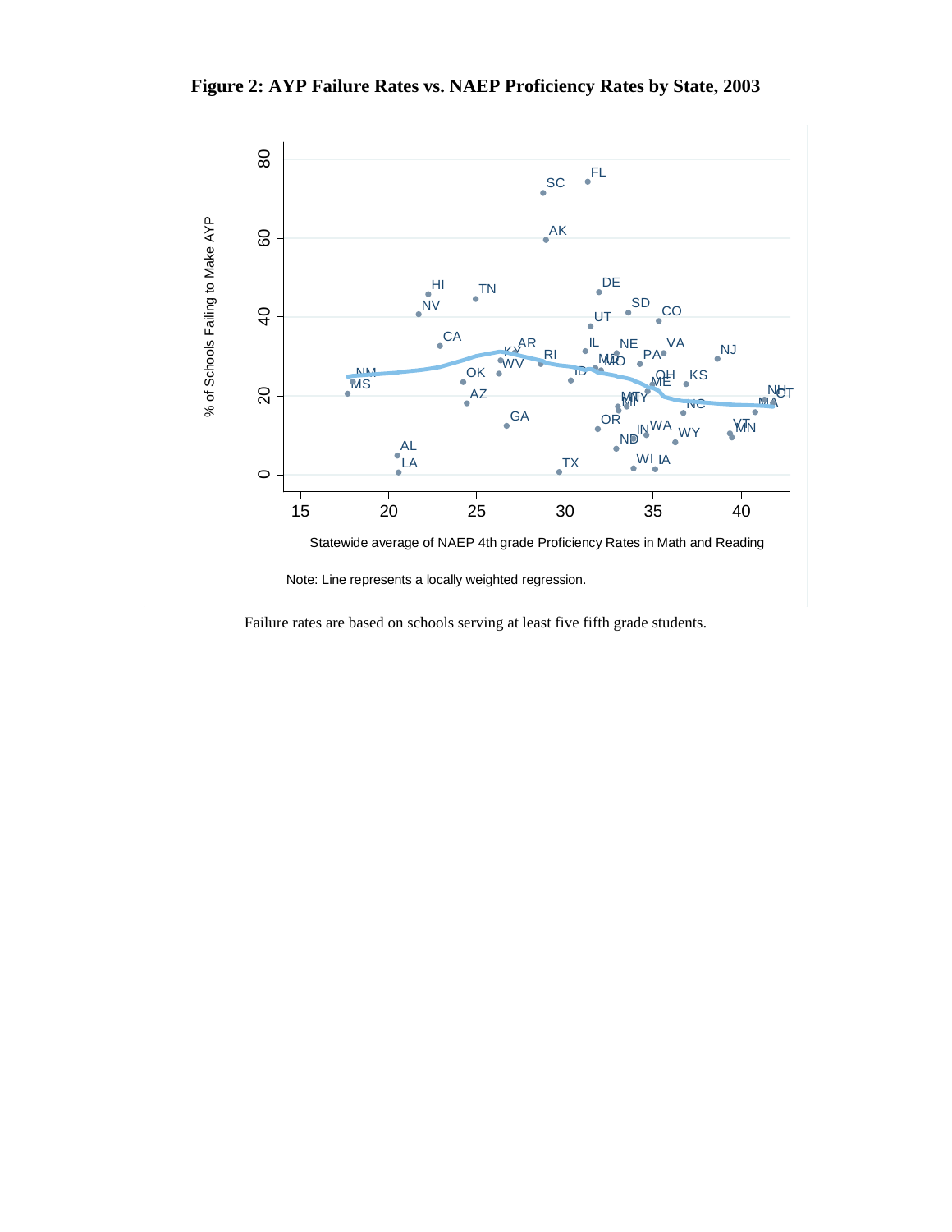**Figure 2: AYP Failure Rates vs. NAEP Proficiency Rates by State, 2003**

Note: Line represents a locally weighted regression.

Failure rates are based on schools serving at least five fifth grade students.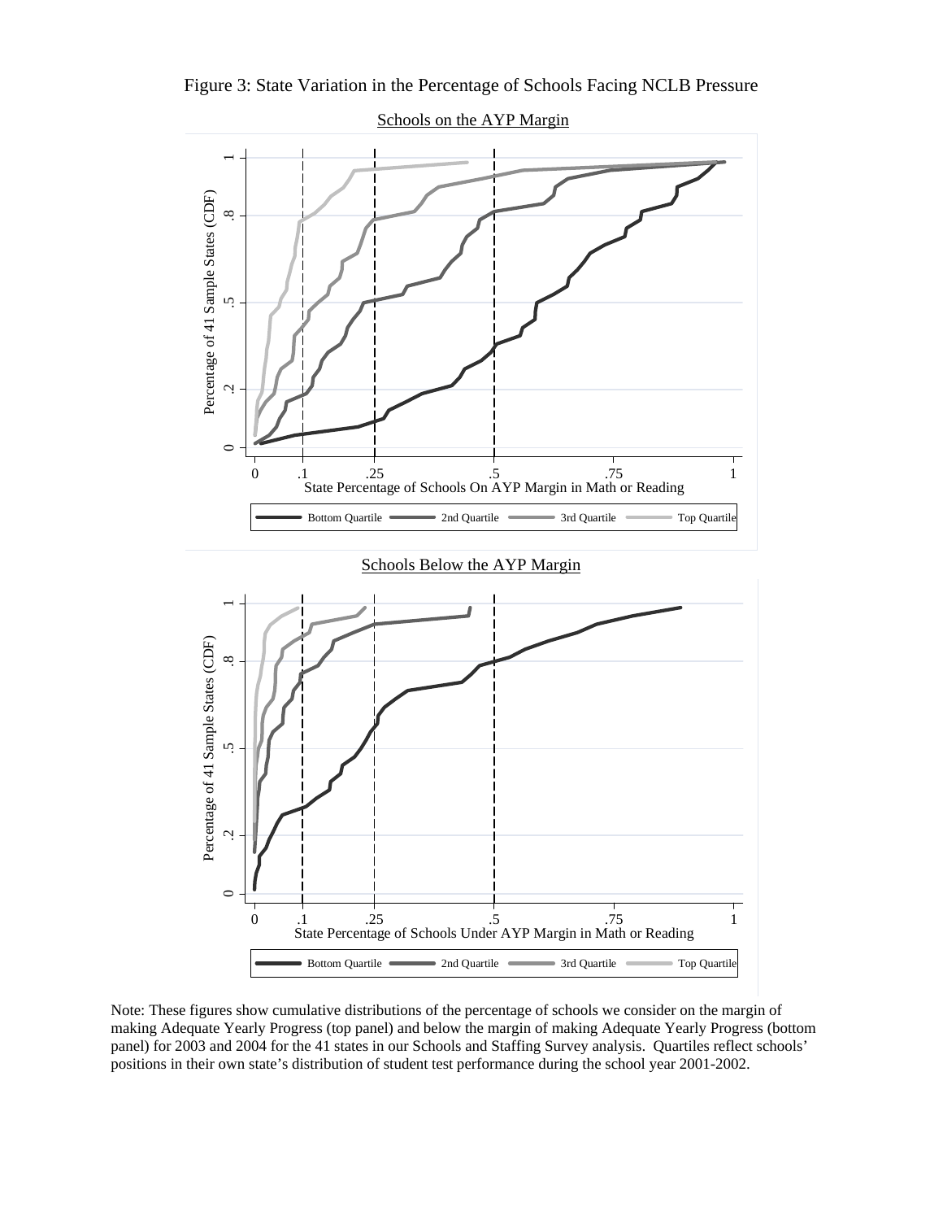Figure 3: State Variation in the Percentage of Schools Facing NCLB Pressure

Schools on the AYP Margin

Schools Below the AYP Margin

Note: These figures show cumulative distributions of the percentage of schools we consider on the margin of making Adequate Yearly Progress (top panel) and below the margin of making Adequate Yearly Progress (bottom panel) for 2003 and 2004 for the 41 states in our Schools and Staffing Survey analysis. Quartiles reflect schools' positions in their own state's distribution of student test performance during the school year 2001-2002.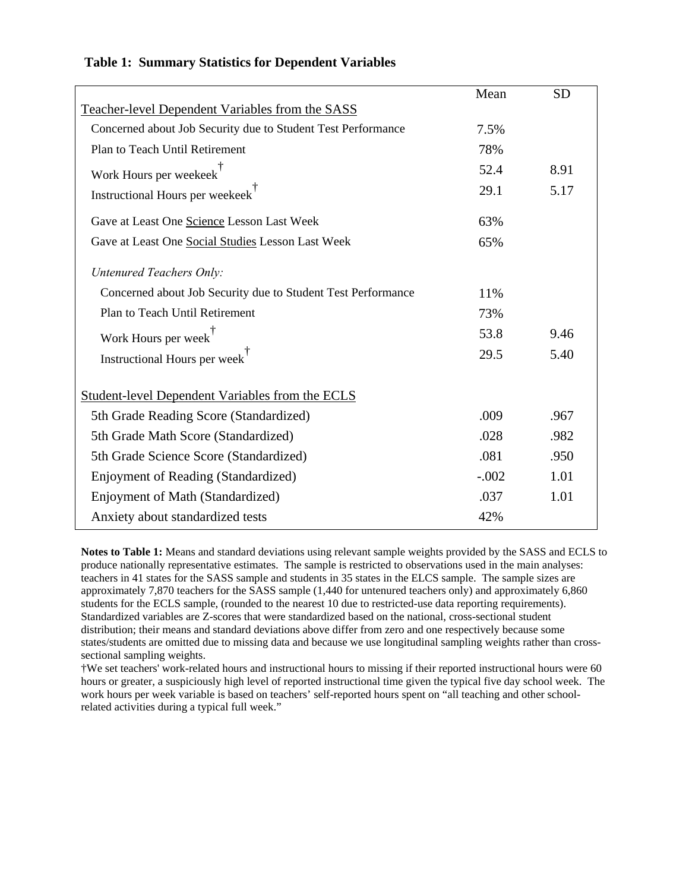**Table 1: Summary Statistics for Dependent Variables**

| | Mean | SD |
|---|---|---|
| Teacher-level Dependent Variables from the SASS | | |
| Concerned about Job Security due to Student Test Performance | 7.5% | |
| Plan to Teach Until Retirement | 78% | |
| Work Hours per weekeek† | 52.4 | 8.91 |
| Instructional Hours per weekeek† | 29.1 | 5.17 |
| Gave at Least One Science Lesson Last Week | 63% | |
| Gave at Least One Social Studies Lesson Last Week | 65% | |
| *Untenured Teachers Only:* | | |
| Concerned about Job Security due to Student Test Performance | 11% | |
| Plan to Teach Until Retirement | 73% | |
| Work Hours per week† | 53.8 | 9.46 |
| Instructional Hours per week† | 29.5 | 5.40 |
| Student-level Dependent Variables from the ECLS | | |
| 5th Grade Reading Score (Standardized) | .009 | .967 |
| 5th Grade Math Score (Standardized) | .028 | .982 |
| 5th Grade Science Score (Standardized) | .081 | .950 |
| Enjoyment of Reading (Standardized) | -.002 | 1.01 |
| Enjoyment of Math (Standardized) | .037 | 1.01 |
| Anxiety about standardized tests | 42% | |

**Notes to Table 1:** Means and standard deviations using relevant sample weights provided by the SASS and ECLS to produce nationally representative estimates. The sample is restricted to observations used in the main analyses: teachers in 41 states for the SASS sample and students in 35 states in the ELCS sample. The sample sizes are approximately 7,870 teachers for the SASS sample (1,440 for untenured teachers only) and approximately 6,860 students for the ECLS sample, (rounded to the nearest 10 due to restricted-use data reporting requirements). Standardized variables are Z-scores that were standardized based on the national, cross-sectional student distribution; their means and standard deviations above differ from zero and one respectively because some states/students are omitted due to missing data and because we use longitudinal sampling weights rather than cross-sectional sampling weights.

†We set teachers' work-related hours and instructional hours to missing if their reported instructional hours were 60 hours or greater, a suspiciously high level of reported instructional time given the typical five day school week. The work hours per week variable is based on teachers' self-reported hours spent on "all teaching and other school-related activities during a typical full week."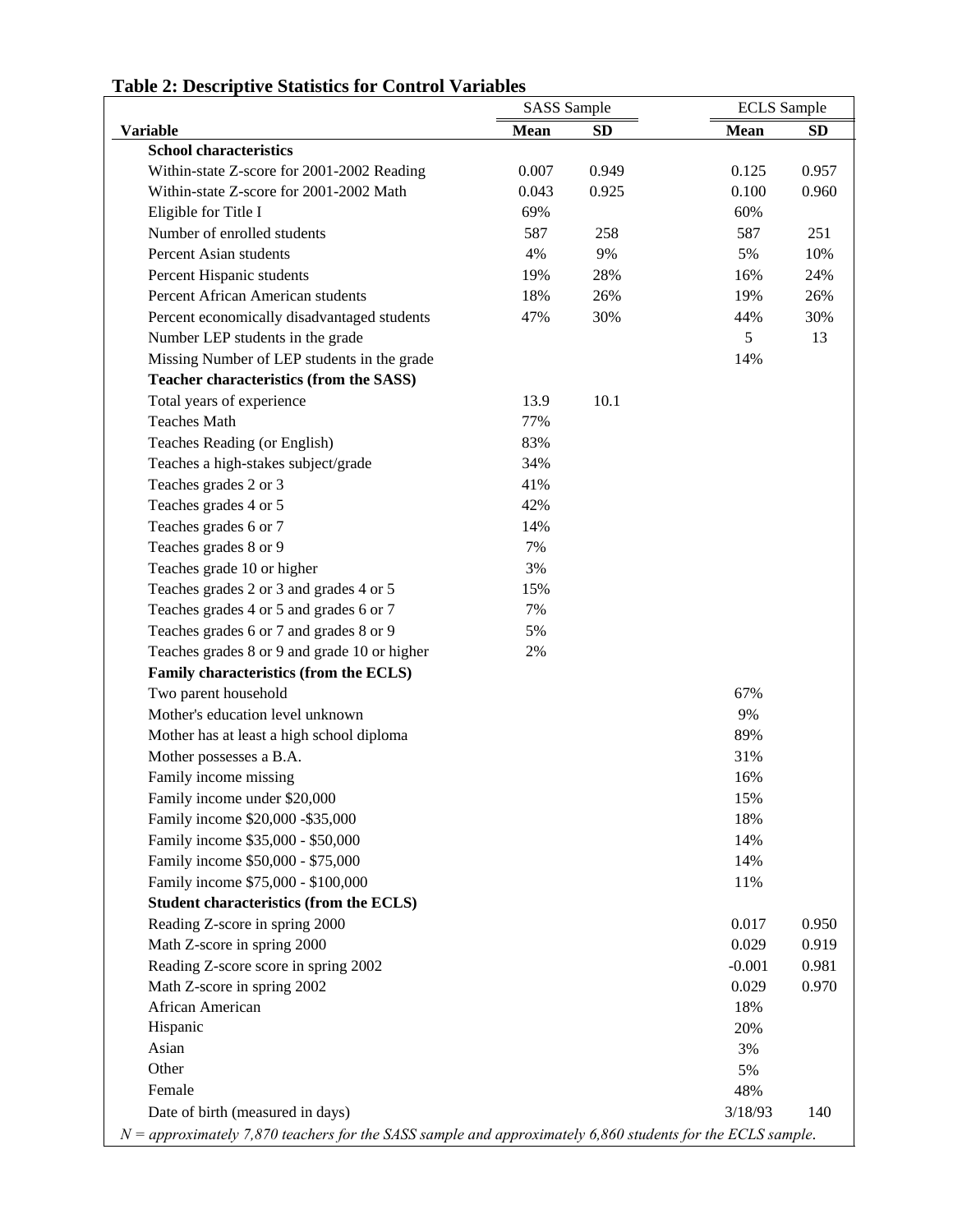**Table 2: Descriptive Statistics for Control Variables**

| | SASS Sample | | ECLS Sample | |
|---|---|---|---|---|
| **Variable** | **Mean** | **SD** | **Mean** | **SD** |
| **School characteristics** | | | | |
| Within-state Z-score for 2001-2002 Reading | 0.007 | 0.949 | 0.125 | 0.957 |
| Within-state Z-score for 2001-2002 Math | 0.043 | 0.925 | 0.100 | 0.960 |
| Eligible for Title I | 69% | | 60% | |
| Number of enrolled students | 587 | 258 | 587 | 251 |
| Percent Asian students | 4% | 9% | 5% | 10% |
| Percent Hispanic students | 19% | 28% | 16% | 24% |
| Percent African American students | 18% | 26% | 19% | 26% |
| Percent economically disadvantaged students | 47% | 30% | 44% | 30% |
| Number LEP students in the grade | | | 5 | 13 |
| Missing Number of LEP students in the grade | | | 14% | |
| **Teacher characteristics (from the SASS)** | | | | |
| Total years of experience | 13.9 | 10.1 | | |
| Teaches Math | 77% | | | |
| Teaches Reading (or English) | 83% | | | |
| Teaches a high-stakes subject/grade | 34% | | | |
| Teaches grades 2 or 3 | 41% | | | |
| Teaches grades 4 or 5 | 42% | | | |
| Teaches grades 6 or 7 | 14% | | | |
| Teaches grades 8 or 9 | 7% | | | |
| Teaches grade 10 or higher | 3% | | | |
| Teaches grades 2 or 3 and grades 4 or 5 | 15% | | | |
| Teaches grades 4 or 5 and grades 6 or 7 | 7% | | | |
| Teaches grades 6 or 7 and grades 8 or 9 | 5% | | | |
| Teaches grades 8 or 9 and grade 10 or higher | 2% | | | |
| **Family characteristics (from the ECLS)** | | | | |
| Two parent household | | | 67% | |
| Mother's education level unknown | | | 9% | |
| Mother has at least a high school diploma | | | 89% | |
| Mother possesses a B.A. | | | 31% | |
| Family income missing | | | 16% | |
| Family income under $20,000 | | | 15% | |
| Family income $20,000 -$35,000 | | | 18% | |
| Family income $35,000 - $50,000 | | | 14% | |
| Family income $50,000 - $75,000 | | | 14% | |
| Family income $75,000 - $100,000 | | | 11% | |
| **Student characteristics (from the ECLS)** | | | | |
| Reading Z-score in spring 2000 | | | 0.017 | 0.950 |
| Math Z-score in spring 2000 | | | 0.029 | 0.919 |
| Reading Z-score score in spring 2002 | | | -0.001 | 0.981 |
| Math Z-score in spring 2002 | | | 0.029 | 0.970 |
| African American | | | 18% | |
| Hispanic | | | 20% | |
| Asian | | | 3% | |
| Other | | | 5% | |
| Female | | | 48% | |
| Date of birth (measured in days) | | | 3/18/93 | 140 |

*N = approximately 7,870 teachers for the SASS sample and approximately 6,860 students for the ECLS sample.*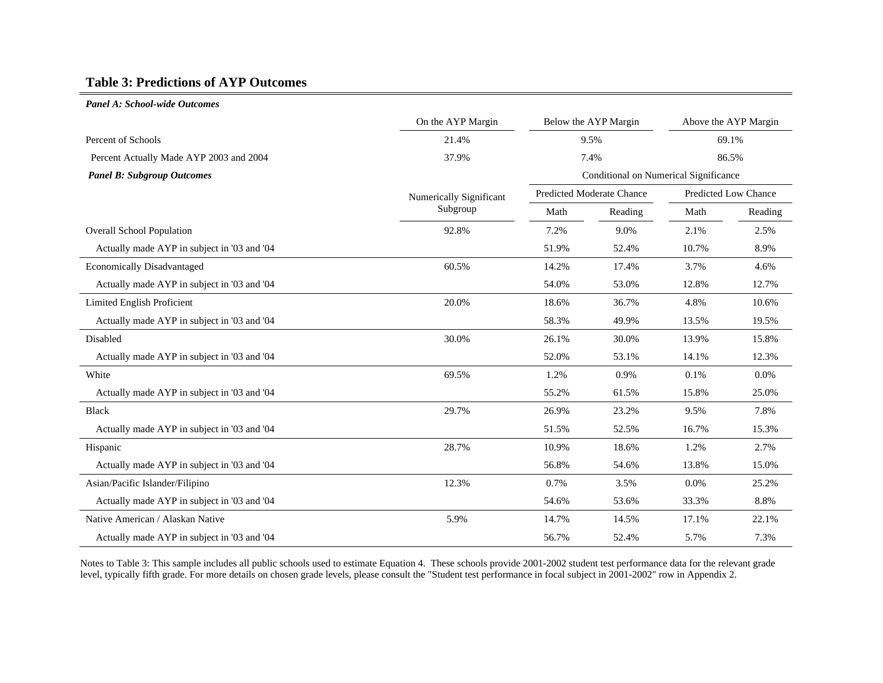## Table 3: Predictions of AYP Outcomes

***Panel A: School-wide Outcomes***

| | On the AYP Margin | Below the AYP Margin | Above the AYP Margin |
|---|---|---|---|
| Percent of Schools | 21.4% | 9.5% | 69.1% |
| Percent Actually Made AYP 2003 and 2004 | 37.9% | 7.4% | 86.5% |

***Panel B: Subgroup Outcomes***

| | Numerically Significant Subgroup | Conditional on Numerical Significance | | | |
|---|---|---|---|---|---|
| | | Predicted Moderate Chance | | Predicted Low Chance | |
| | | Math | Reading | Math | Reading |
| Overall School Population | 92.8% | 7.2% | 9.0% | 2.1% | 2.5% |
| Actually made AYP in subject in '03 and '04 | | 51.9% | 52.4% | 10.7% | 8.9% |
| Economically Disadvantaged | 60.5% | 14.2% | 17.4% | 3.7% | 4.6% |
| Actually made AYP in subject in '03 and '04 | | 54.0% | 53.0% | 12.8% | 12.7% |
| Limited English Proficient | 20.0% | 18.6% | 36.7% | 4.8% | 10.6% |
| Actually made AYP in subject in '03 and '04 | | 58.3% | 49.9% | 13.5% | 19.5% |
| Disabled | 30.0% | 26.1% | 30.0% | 13.9% | 15.8% |
| Actually made AYP in subject in '03 and '04 | | 52.0% | 53.1% | 14.1% | 12.3% |
| White | 69.5% | 1.2% | 0.9% | 0.1% | 0.0% |
| Actually made AYP in subject in '03 and '04 | | 55.2% | 61.5% | 15.8% | 25.0% |
| Black | 29.7% | 26.9% | 23.2% | 9.5% | 7.8% |
| Actually made AYP in subject in '03 and '04 | | 51.5% | 52.5% | 16.7% | 15.3% |
| Hispanic | 28.7% | 10.9% | 18.6% | 1.2% | 2.7% |
| Actually made AYP in subject in '03 and '04 | | 56.8% | 54.6% | 13.8% | 15.0% |
| Asian/Pacific Islander/Filipino | 12.3% | 0.7% | 3.5% | 0.0% | 25.2% |
| Actually made AYP in subject in '03 and '04 | | 54.6% | 53.6% | 33.3% | 8.8% |
| Native American / Alaskan Native | 5.9% | 14.7% | 14.5% | 17.1% | 22.1% |
| Actually made AYP in subject in '03 and '04 | | 56.7% | 52.4% | 5.7% | 7.3% |

Notes to Table 3: This sample includes all public schools used to estimate Equation 4. These schools provide 2001-2002 student test performance data for the relevant grade level, typically fifth grade. For more details on chosen grade levels, please consult the "Student test performance in focal subject in 2001-2002" row in Appendix 2.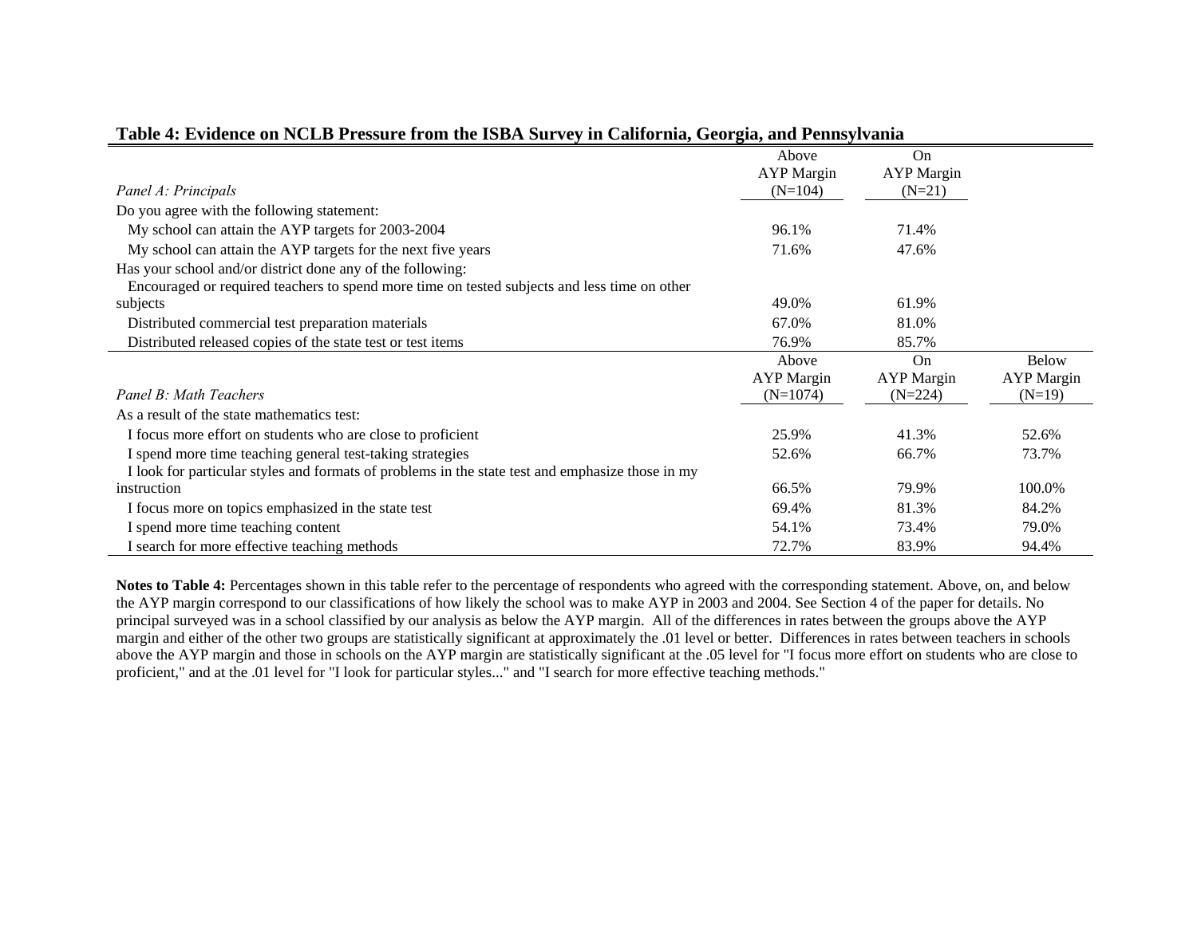**Table 4: Evidence on NCLB Pressure from the ISBA Survey in California, Georgia, and Pennsylvania**

| *Panel A: Principals* | Above AYP Margin (N=104) | On AYP Margin (N=21) | |
|---|---|---|---|
| Do you agree with the following statement: | | | |
| My school can attain the AYP targets for 2003-2004 | 96.1% | 71.4% | |
| My school can attain the AYP targets for the next five years | 71.6% | 47.6% | |
| Has your school and/or district done any of the following: | | | |
| Encouraged or required teachers to spend more time on tested subjects and less time on other subjects | 49.0% | 61.9% | |
| Distributed commercial test preparation materials | 67.0% | 81.0% | |
| Distributed released copies of the state test or test items | 76.9% | 85.7% | |
| ***Panel B: Math Teachers*** | **Above AYP Margin (N=1074)** | **On AYP Margin (N=224)** | **Below AYP Margin (N=19)** |
| As a result of the state mathematics test: | | | |
| I focus more effort on students who are close to proficient | 25.9% | 41.3% | 52.6% |
| I spend more time teaching general test-taking strategies | 52.6% | 66.7% | 73.7% |
| I look for particular styles and formats of problems in the state test and emphasize those in my instruction | 66.5% | 79.9% | 100.0% |
| I focus more on topics emphasized in the state test | 69.4% | 81.3% | 84.2% |
| I spend more time teaching content | 54.1% | 73.4% | 79.0% |
| I search for more effective teaching methods | 72.7% | 83.9% | 94.4% |

**Notes to Table 4:** Percentages shown in this table refer to the percentage of respondents who agreed with the corresponding statement. Above, on, and below the AYP margin correspond to our classifications of how likely the school was to make AYP in 2003 and 2004. See Section 4 of the paper for details. No principal surveyed was in a school classified by our analysis as below the AYP margin. All of the differences in rates between the groups above the AYP margin and either of the other two groups are statistically significant at approximately the .01 level or better. Differences in rates between teachers in schools above the AYP margin and those in schools on the AYP margin are statistically significant at the .05 level for "I focus more effort on students who are close to proficient," and at the .01 level for "I look for particular styles..." and "I search for more effective teaching methods."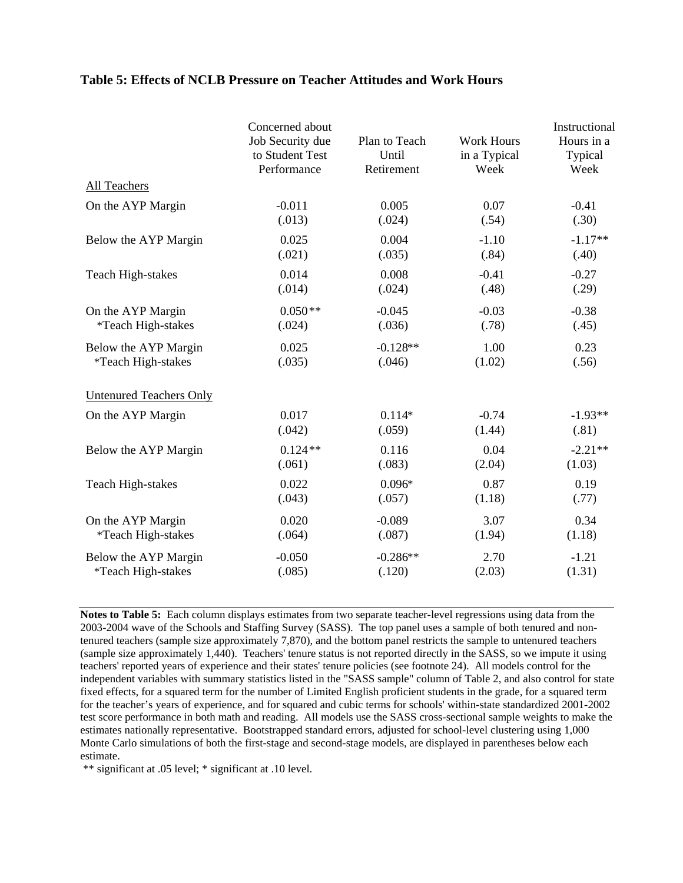**Table 5: Effects of NCLB Pressure on Teacher Attitudes and Work Hours**

| | Concerned about Job Security due to Student Test Performance | Plan to Teach Until Retirement | Work Hours in a Typical Week | Instructional Hours in a Typical Week |
|---|---|---|---|---|
| All Teachers | | | | |
| On the AYP Margin | -0.011 | 0.005 | 0.07 | -0.41 |
| | (.013) | (.024) | (.54) | (.30) |
| Below the AYP Margin | 0.025 | 0.004 | -1.10 | -1.17** |
| | (.021) | (.035) | (.84) | (.40) |
| Teach High-stakes | 0.014 | 0.008 | -0.41 | -0.27 |
| | (.014) | (.024) | (.48) | (.29) |
| On the AYP Margin *Teach High-stakes | 0.050** | -0.045 | -0.03 | -0.38 |
| | (.024) | (.036) | (.78) | (.45) |
| Below the AYP Margin *Teach High-stakes | 0.025 | -0.128** | 1.00 | 0.23 |
| | (.035) | (.046) | (1.02) | (.56) |
| Untenured Teachers Only | | | | |
| On the AYP Margin | 0.017 | 0.114* | -0.74 | -1.93** |
| | (.042) | (.059) | (1.44) | (.81) |
| Below the AYP Margin | 0.124** | 0.116 | 0.04 | -2.21** |
| | (.061) | (.083) | (2.04) | (1.03) |
| Teach High-stakes | 0.022 | 0.096* | 0.87 | 0.19 |
| | (.043) | (.057) | (1.18) | (.77) |
| On the AYP Margin *Teach High-stakes | 0.020 | -0.089 | 3.07 | 0.34 |
| | (.064) | (.087) | (1.94) | (1.18) |
| Below the AYP Margin *Teach High-stakes | -0.050 | -0.286** | 2.70 | -1.21 |
| | (.085) | (.120) | (2.03) | (1.31) |

**Notes to Table 5:** Each column displays estimates from two separate teacher-level regressions using data from the 2003-2004 wave of the Schools and Staffing Survey (SASS). The top panel uses a sample of both tenured and non-tenured teachers (sample size approximately 7,870), and the bottom panel restricts the sample to untenured teachers (sample size approximately 1,440). Teachers' tenure status is not reported directly in the SASS, so we impute it using teachers' reported years of experience and their states' tenure policies (see footnote 24). All models control for the independent variables with summary statistics listed in the "SASS sample" column of Table 2, and also control for state fixed effects, for a squared term for the number of Limited English proficient students in the grade, for a squared term for the teacher's years of experience, and for squared and cubic terms for schools' within-state standardized 2001-2002 test score performance in both math and reading. All models use the SASS cross-sectional sample weights to make the estimates nationally representative. Bootstrapped standard errors, adjusted for school-level clustering using 1,000 Monte Carlo simulations of both the first-stage and second-stage models, are displayed in parentheses below each estimate.

** significant at .05 level; * significant at .10 level.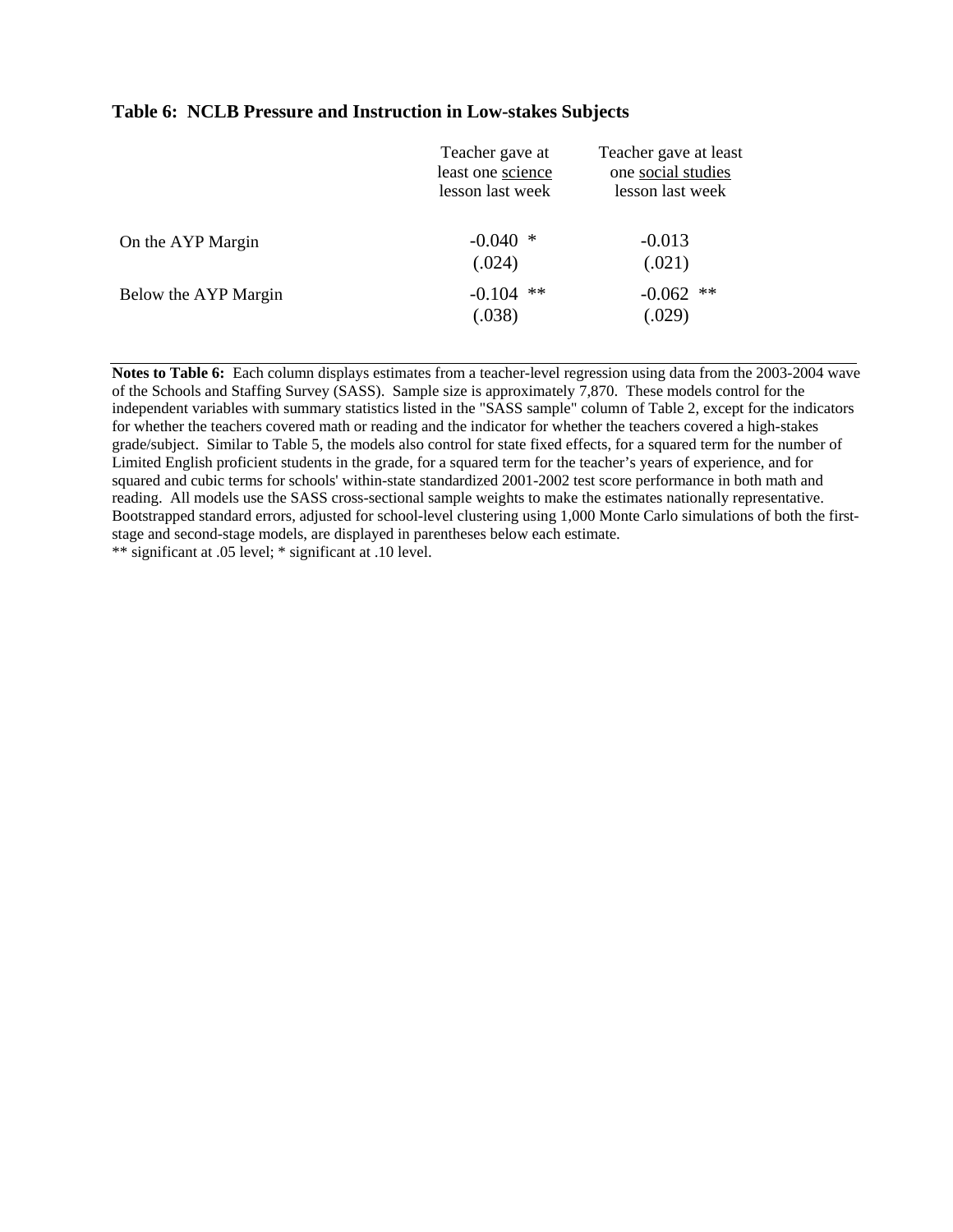### Table 6: NCLB Pressure and Instruction in Low-stakes Subjects

| | Teacher gave at least one science lesson last week | Teacher gave at least one social studies lesson last week |
|---|---|---|
| On the AYP Margin | -0.040 * | -0.013 |
| | (.024) | (.021) |
| Below the AYP Margin | -0.104 ** | -0.062 ** |
| | (.038) | (.029) |

**Notes to Table 6:** Each column displays estimates from a teacher-level regression using data from the 2003-2004 wave of the Schools and Staffing Survey (SASS). Sample size is approximately 7,870. These models control for the independent variables with summary statistics listed in the "SASS sample" column of Table 2, except for the indicators for whether the teachers covered math or reading and the indicator for whether the teachers covered a high-stakes grade/subject. Similar to Table 5, the models also control for state fixed effects, for a squared term for the number of Limited English proficient students in the grade, for a squared term for the teacher's years of experience, and for squared and cubic terms for schools' within-state standardized 2001-2002 test score performance in both math and reading. All models use the SASS cross-sectional sample weights to make the estimates nationally representative. Bootstrapped standard errors, adjusted for school-level clustering using 1,000 Monte Carlo simulations of both the first-stage and second-stage models, are displayed in parentheses below each estimate.
** significant at .05 level; * significant at .10 level.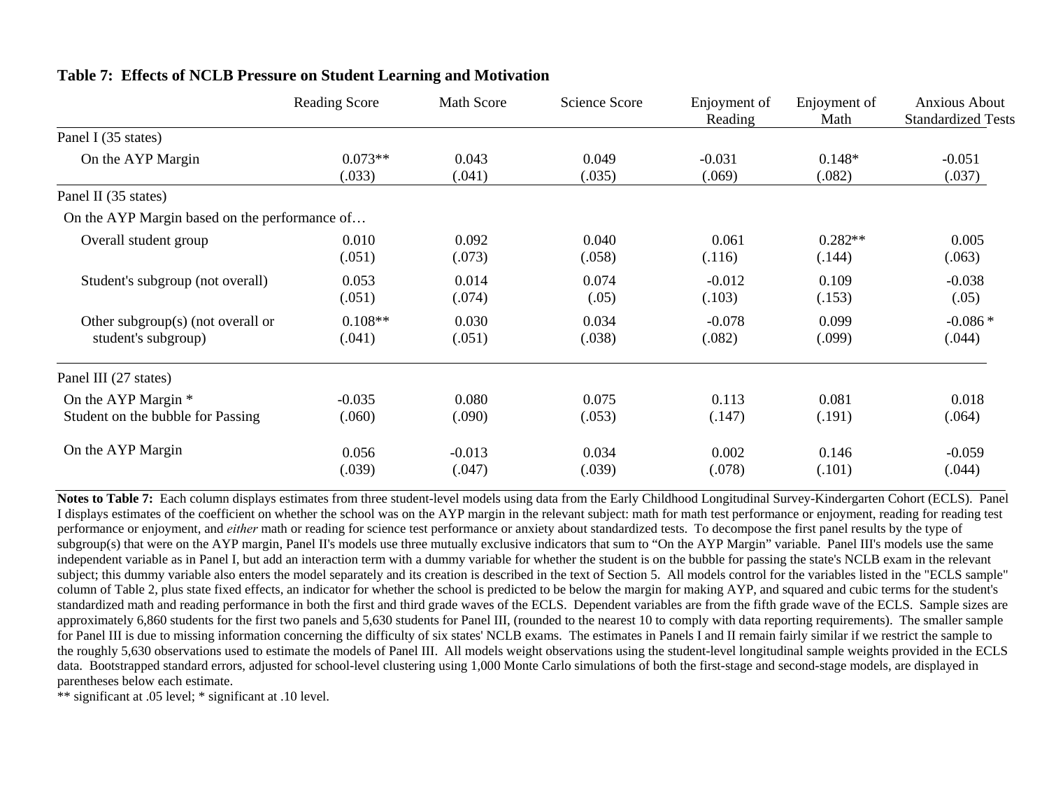**Table 7: Effects of NCLB Pressure on Student Learning and Motivation**

| | Reading Score | Math Score | Science Score | Enjoyment of Reading | Enjoyment of Math | Anxious About Standardized Tests |
|---|---|---|---|---|---|---|
| Panel I (35 states) | | | | | | |
| On the AYP Margin | 0.073** | 0.043 | 0.049 | -0.031 | 0.148* | -0.051 |
| | (.033) | (.041) | (.035) | (.069) | (.082) | (.037) |
| Panel II (35 states) | | | | | | |
| On the AYP Margin based on the performance of… | | | | | | |
| Overall student group | 0.010 | 0.092 | 0.040 | 0.061 | 0.282** | 0.005 |
| | (.051) | (.073) | (.058) | (.116) | (.144) | (.063) |
| Student's subgroup (not overall) | 0.053 | 0.014 | 0.074 | -0.012 | 0.109 | -0.038 |
| | (.051) | (.074) | (.05) | (.103) | (.153) | (.05) |
| Other subgroup(s) (not overall or student's subgroup) | 0.108** | 0.030 | 0.034 | -0.078 | 0.099 | -0.086 * |
| | (.041) | (.051) | (.038) | (.082) | (.099) | (.044) |
| Panel III (27 states) | | | | | | |
| On the AYP Margin * Student on the bubble for Passing | -0.035 | 0.080 | 0.075 | 0.113 | 0.081 | 0.018 |
| | (.060) | (.090) | (.053) | (.147) | (.191) | (.064) |
| On the AYP Margin | 0.056 | -0.013 | 0.034 | 0.002 | 0.146 | -0.059 |
| | (.039) | (.047) | (.039) | (.078) | (.101) | (.044) |

**Notes to Table 7:** Each column displays estimates from three student-level models using data from the Early Childhood Longitudinal Survey-Kindergarten Cohort (ECLS). Panel I displays estimates of the coefficient on whether the school was on the AYP margin in the relevant subject: math for math test performance or enjoyment, reading for reading test performance or enjoyment, and *either* math or reading for science test performance or anxiety about standardized tests. To decompose the first panel results by the type of subgroup(s) that were on the AYP margin, Panel II's models use three mutually exclusive indicators that sum to "On the AYP Margin" variable. Panel III's models use the same independent variable as in Panel I, but add an interaction term with a dummy variable for whether the student is on the bubble for passing the state's NCLB exam in the relevant subject; this dummy variable also enters the model separately and its creation is described in the text of Section 5. All models control for the variables listed in the "ECLS sample" column of Table 2, plus state fixed effects, an indicator for whether the school is predicted to be below the margin for making AYP, and squared and cubic terms for the student's standardized math and reading performance in both the first and third grade waves of the ECLS. Dependent variables are from the fifth grade wave of the ECLS. Sample sizes are approximately 6,860 students for the first two panels and 5,630 students for Panel III, (rounded to the nearest 10 to comply with data reporting requirements). The smaller sample for Panel III is due to missing information concerning the difficulty of six states' NCLB exams. The estimates in Panels I and II remain fairly similar if we restrict the sample to the roughly 5,630 observations used to estimate the models of Panel III. All models weight observations using the student-level longitudinal sample weights provided in the ECLS data. Bootstrapped standard errors, adjusted for school-level clustering using 1,000 Monte Carlo simulations of both the first-stage and second-stage models, are displayed in parentheses below each estimate.
** significant at .05 level; * significant at .10 level.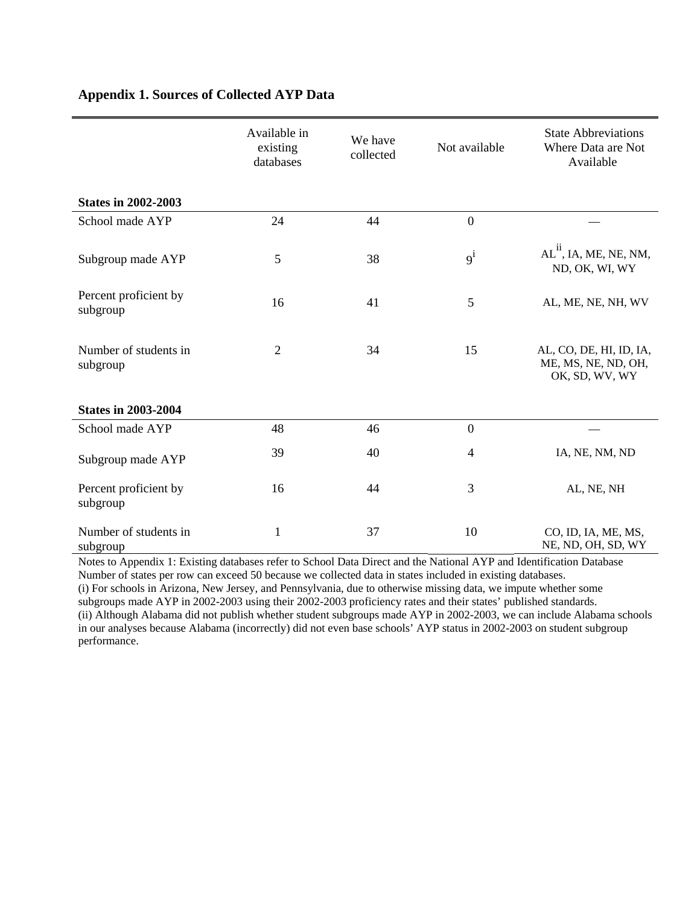### Appendix 1. Sources of Collected AYP Data

| | Available in existing databases | We have collected | Not available | State Abbreviations Where Data are Not Available |
|---|---|---|---|---|
| **States in 2002-2003** | | | | |
| School made AYP | 24 | 44 | 0 | — |
| Subgroup made AYP | 5 | 38 | 9[i] | AL[ii], IA, ME, NE, NM, ND, OK, WI, WY |
| Percent proficient by subgroup | 16 | 41 | 5 | AL, ME, NE, NH, WV |
| Number of students in subgroup | 2 | 34 | 15 | AL, CO, DE, HI, ID, IA, ME, MS, NE, ND, OH, OK, SD, WV, WY |
| **States in 2003-2004** | | | | |
| School made AYP | 48 | 46 | 0 | — |
| Subgroup made AYP | 39 | 40 | 4 | IA, NE, NM, ND |
| Percent proficient by subgroup | 16 | 44 | 3 | AL, NE, NH |
| Number of students in subgroup | 1 | 37 | 10 | CO, ID, IA, ME, MS, NE, ND, OH, SD, WY |

Notes to Appendix 1: Existing databases refer to School Data Direct and the National AYP and Identification Database Number of states per row can exceed 50 because we collected data in states included in existing databases.
(i) For schools in Arizona, New Jersey, and Pennsylvania, due to otherwise missing data, we impute whether some subgroups made AYP in 2002-2003 using their 2002-2003 proficiency rates and their states' published standards.
(ii) Although Alabama did not publish whether student subgroups made AYP in 2002-2003, we can include Alabama schools in our analyses because Alabama (incorrectly) did not even base schools' AYP status in 2002-2003 on student subgroup performance.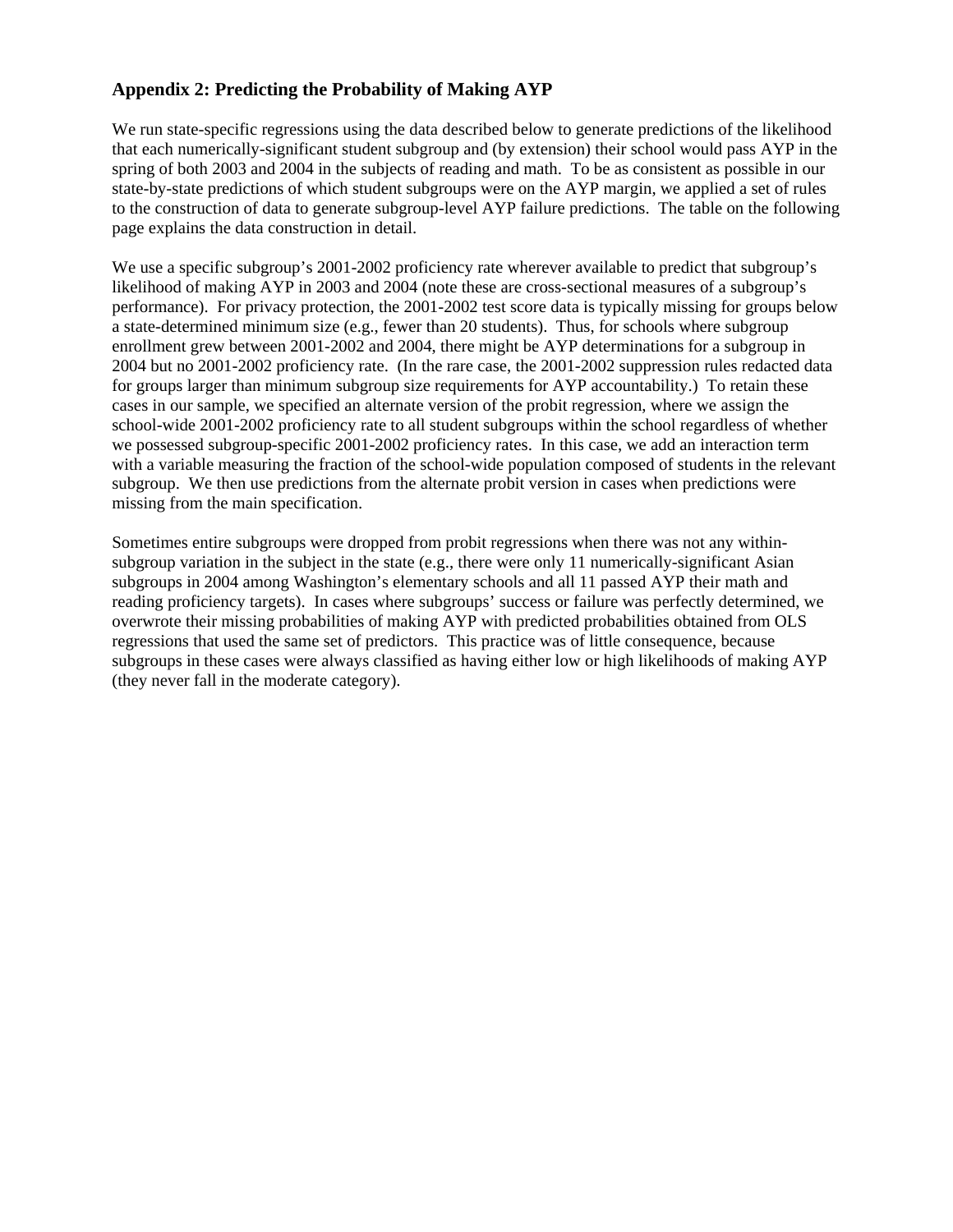## Appendix 2: Predicting the Probability of Making AYP

We run state-specific regressions using the data described below to generate predictions of the likelihood that each numerically-significant student subgroup and (by extension) their school would pass AYP in the spring of both 2003 and 2004 in the subjects of reading and math. To be as consistent as possible in our state-by-state predictions of which student subgroups were on the AYP margin, we applied a set of rules to the construction of data to generate subgroup-level AYP failure predictions. The table on the following page explains the data construction in detail.

We use a specific subgroup's 2001-2002 proficiency rate wherever available to predict that subgroup's likelihood of making AYP in 2003 and 2004 (note these are cross-sectional measures of a subgroup's performance). For privacy protection, the 2001-2002 test score data is typically missing for groups below a state-determined minimum size (e.g., fewer than 20 students). Thus, for schools where subgroup enrollment grew between 2001-2002 and 2004, there might be AYP determinations for a subgroup in 2004 but no 2001-2002 proficiency rate. (In the rare case, the 2001-2002 suppression rules redacted data for groups larger than minimum subgroup size requirements for AYP accountability.) To retain these cases in our sample, we specified an alternate version of the probit regression, where we assign the school-wide 2001-2002 proficiency rate to all student subgroups within the school regardless of whether we possessed subgroup-specific 2001-2002 proficiency rates. In this case, we add an interaction term with a variable measuring the fraction of the school-wide population composed of students in the relevant subgroup. We then use predictions from the alternate probit version in cases when predictions were missing from the main specification.

Sometimes entire subgroups were dropped from probit regressions when there was not any within-subgroup variation in the subject in the state (e.g., there were only 11 numerically-significant Asian subgroups in 2004 among Washington's elementary schools and all 11 passed AYP their math and reading proficiency targets). In cases where subgroups' success or failure was perfectly determined, we overwrote their missing probabilities of making AYP with predicted probabilities obtained from OLS regressions that used the same set of predictors. This practice was of little consequence, because subgroups in these cases were always classified as having either low or high likelihoods of making AYP (they never fall in the moderate category).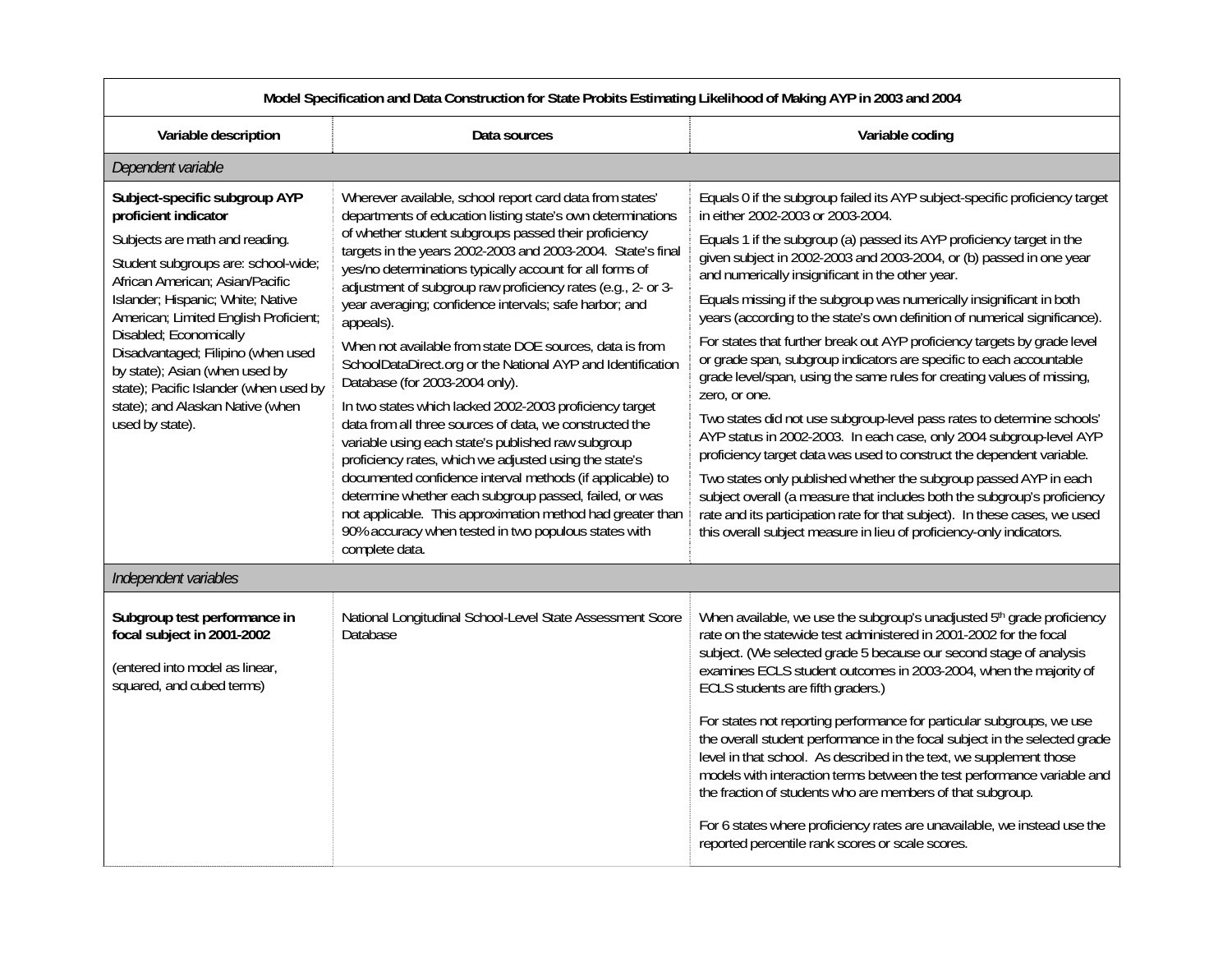| Model Specification and Data Construction for State Probits Estimating Likelihood of Making AYP in 2003 and 2004 | | |
|---|---|---|
| **Variable description** | **Data sources** | **Variable coding** |
| *Dependent variable* | | |
| **Subject-specific subgroup AYP proficient indicator**<br><br>Subjects are math and reading.<br><br>Student subgroups are: school-wide; African American; Asian/Pacific Islander; Hispanic; White; Native American; Limited English Proficient; Disabled; Economically Disadvantaged; Filipino (when used by state); Asian (when used by state); Pacific Islander (when used by state); and Alaskan Native (when used by state). | Wherever available, school report card data from states' departments of education listing state's own determinations of whether student subgroups passed their proficiency targets in the years 2002-2003 and 2003-2004. State's final yes/no determinations typically account for all forms of adjustment of subgroup raw proficiency rates (e.g., 2- or 3-year averaging; confidence intervals; safe harbor; and appeals).<br><br>When not available from state DOE sources, data is from SchoolDataDirect.org or the National AYP and Identification Database (for 2003-2004 only).<br><br>In two states which lacked 2002-2003 proficiency target data from all three sources of data, we constructed the variable using each state's published raw subgroup proficiency rates, which we adjusted using the state's documented confidence interval methods (if applicable) to determine whether each subgroup passed, failed, or was not applicable. This approximation method had greater than 90% accuracy when tested in two populous states with complete data. | Equals 0 if the subgroup failed its AYP subject-specific proficiency target in either 2002-2003 or 2003-2004.<br><br>Equals 1 if the subgroup (a) passed its AYP proficiency target in the given subject in 2002-2003 and 2003-2004, or (b) passed in one year and numerically insignificant in the other year.<br><br>Equals missing if the subgroup was numerically insignificant in both years (according to the state's own definition of numerical significance).<br><br>For states that further break out AYP proficiency targets by grade level or grade span, subgroup indicators are specific to each accountable grade level/span, using the same rules for creating values of missing, zero, or one.<br><br>Two states did not use subgroup-level pass rates to determine schools' AYP status in 2002-2003. In each case, only 2004 subgroup-level AYP proficiency target data was used to construct the dependent variable.<br><br>Two states only published whether the subgroup passed AYP in each subject overall (a measure that includes both the subgroup's proficiency rate and its participation rate for that subject). In these cases, we used this overall subject measure in lieu of proficiency-only indicators. |
| *Independent variables* | | |
| **Subgroup test performance in focal subject in 2001-2002**<br><br>(entered into model as linear, squared, and cubed terms) | National Longitudinal School-Level State Assessment Score Database | When available, we use the subgroup's unadjusted 5th grade proficiency rate on the statewide test administered in 2001-2002 for the focal subject. (We selected grade 5 because our second stage of analysis examines ECLS student outcomes in 2003-2004, when the majority of ECLS students are fifth graders.)<br><br>For states not reporting performance for particular subgroups, we use the overall student performance in the focal subject in the selected grade level in that school. As described in the text, we supplement those models with interaction terms between the test performance variable and the fraction of students who are members of that subgroup.<br><br>For 6 states where proficiency rates are unavailable, we instead use the reported percentile rank scores or scale scores. |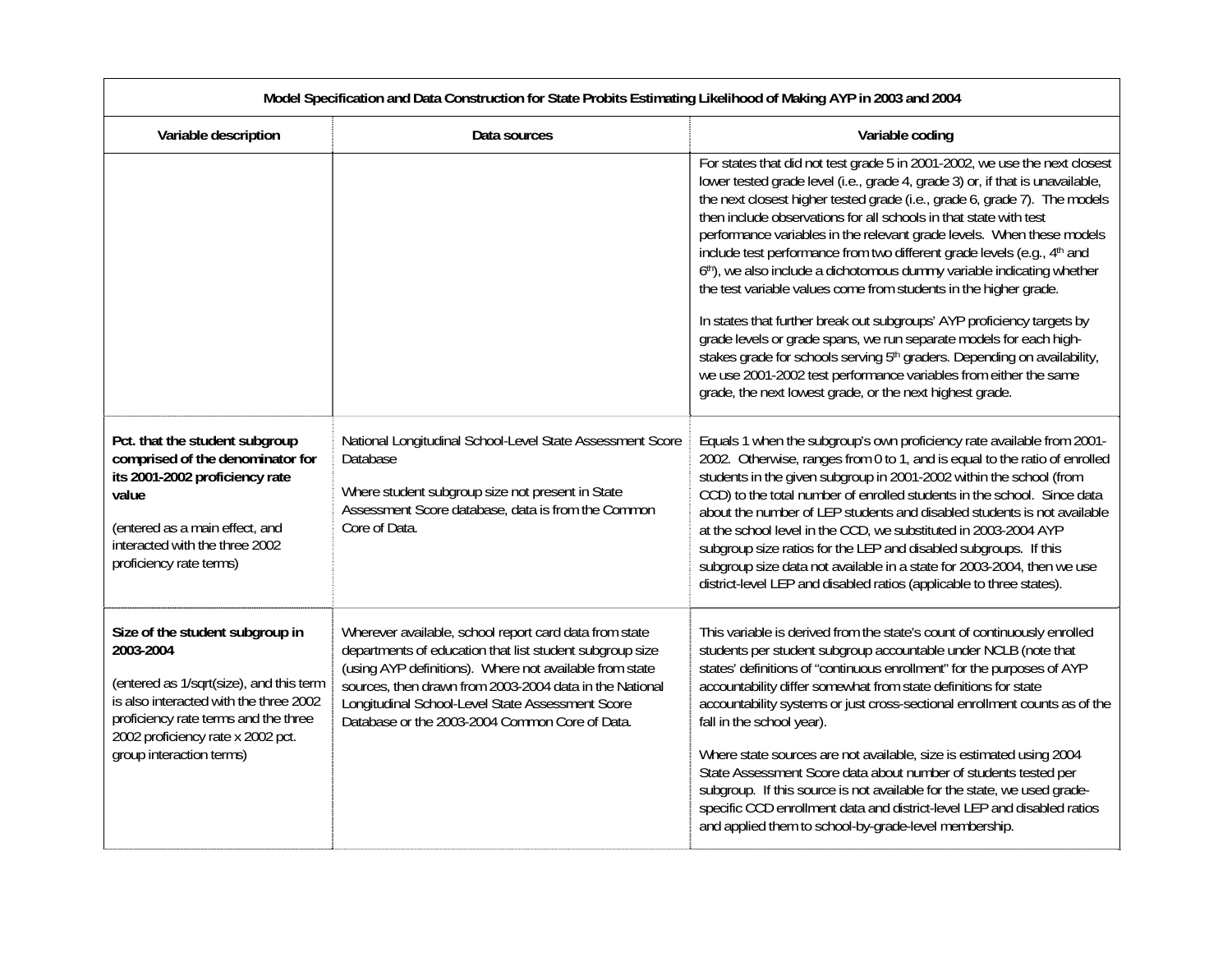| Model Specification and Data Construction for State Probits Estimating Likelihood of Making AYP in 2003 and 2004 | | |
|---|---|---|
| **Variable description** | **Data sources** | **Variable coding** |
| | | For states that did not test grade 5 in 2001-2002, we use the next closest lower tested grade level (i.e., grade 4, grade 3) or, if that is unavailable, the next closest higher tested grade (i.e., grade 6, grade 7). The models then include observations for all schools in that state with test performance variables in the relevant grade levels. When these models include test performance from two different grade levels (e.g., 4th and 6th), we also include a dichotomous dummy variable indicating whether the test variable values come from students in the higher grade.<br><br>In states that further break out subgroups' AYP proficiency targets by grade levels or grade spans, we run separate models for each high-stakes grade for schools serving 5th graders. Depending on availability, we use 2001-2002 test performance variables from either the same grade, the next lowest grade, or the next highest grade. |
| **Pct. that the student subgroup comprised of the denominator for its 2001-2002 proficiency rate value**<br><br>(entered as a main effect, and interacted with the three 2002 proficiency rate terms) | National Longitudinal School-Level State Assessment Score Database<br><br>Where student subgroup size not present in State Assessment Score database, data is from the Common Core of Data. | Equals 1 when the subgroup's own proficiency rate available from 2001-2002. Otherwise, ranges from 0 to 1, and is equal to the ratio of enrolled students in the given subgroup in 2001-2002 within the school (from CCD) to the total number of enrolled students in the school. Since data about the number of LEP students and disabled students is not available at the school level in the CCD, we substituted in 2003-2004 AYP subgroup size ratios for the LEP and disabled subgroups. If this subgroup size data not available in a state for 2003-2004, then we use district-level LEP and disabled ratios (applicable to three states). |
| **Size of the student subgroup in 2003-2004**<br><br>(entered as 1/sqrt(size), and this term is also interacted with the three 2002 proficiency rate terms and the three 2002 proficiency rate x 2002 pct. group interaction terms) | Wherever available, school report card data from state departments of education that list student subgroup size (using AYP definitions). Where not available from state sources, then drawn from 2003-2004 data in the National Longitudinal School-Level State Assessment Score Database or the 2003-2004 Common Core of Data. | This variable is derived from the state's count of continuously enrolled students per student subgroup accountable under NCLB (note that states' definitions of "continuous enrollment" for the purposes of AYP accountability differ somewhat from state definitions for state accountability systems or just cross-sectional enrollment counts as of the fall in the school year).<br><br>Where state sources are not available, size is estimated using 2004 State Assessment Score data about number of students tested per subgroup. If this source is not available for the state, we used grade-specific CCD enrollment data and district-level LEP and disabled ratios and applied them to school-by-grade-level membership. |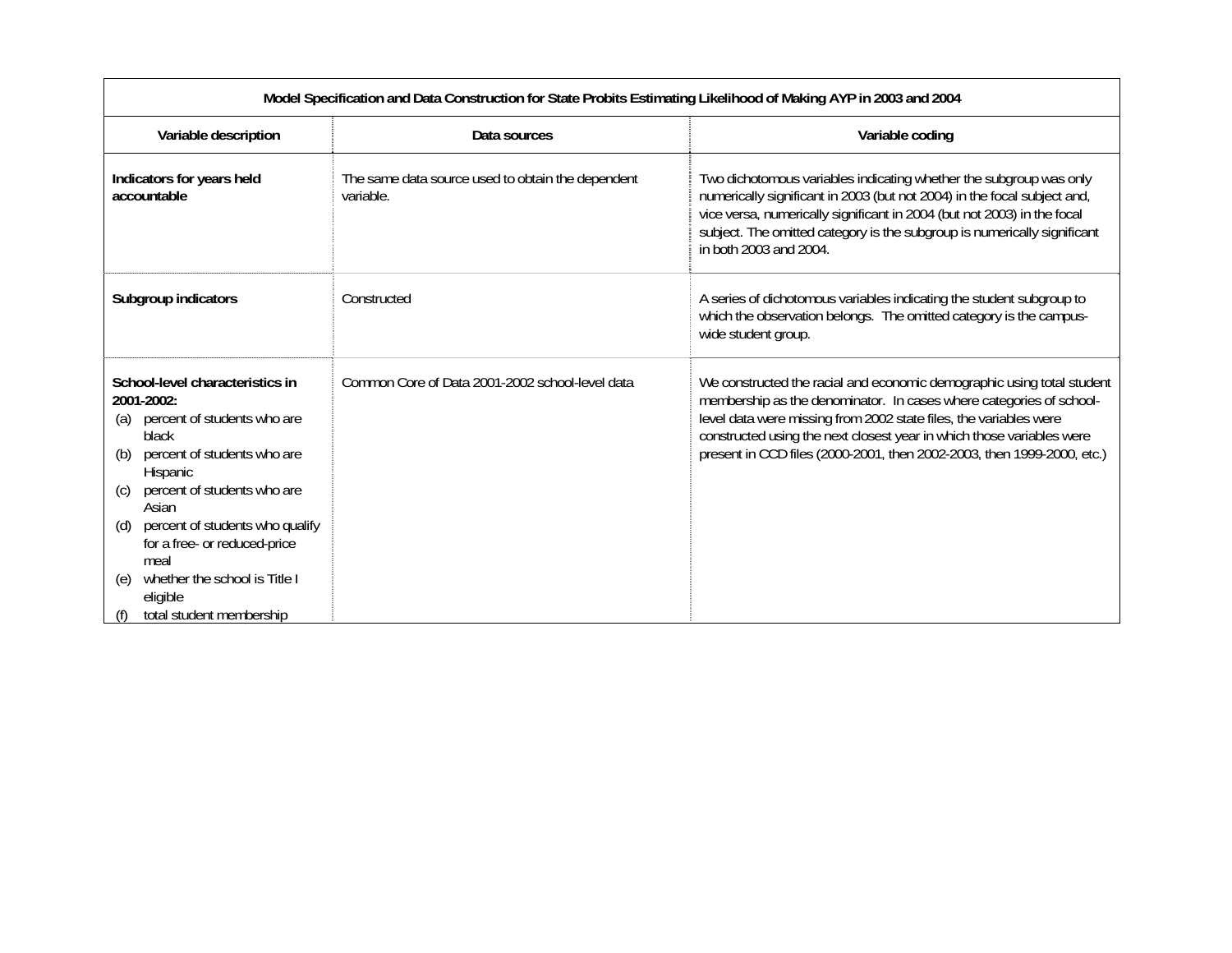| Model Specification and Data Construction for State Probits Estimating Likelihood of Making AYP in 2003 and 2004 | | |
|---|---|---|
| **Variable description** | **Data sources** | **Variable coding** |
| **Indicators for years held accountable** | The same data source used to obtain the dependent variable. | Two dichotomous variables indicating whether the subgroup was only numerically significant in 2003 (but not 2004) in the focal subject and, vice versa, numerically significant in 2004 (but not 2003) in the focal subject. The omitted category is the subgroup is numerically significant in both 2003 and 2004. |
| **Subgroup indicators** | Constructed | A series of dichotomous variables indicating the student subgroup to which the observation belongs. The omitted category is the campus-wide student group. |
| **School-level characteristics in 2001-2002:** (a) percent of students who are black (b) percent of students who are Hispanic (c) percent of students who are Asian (d) percent of students who qualify for a free- or reduced-price meal (e) whether the school is Title I eligible (f) total student membership | Common Core of Data 2001-2002 school-level data | We constructed the racial and economic demographic using total student membership as the denominator. In cases where categories of school-level data were missing from 2002 state files, the variables were constructed using the next closest year in which those variables were present in CCD files (2000-2001, then 2002-2003, then 1999-2000, etc.) |